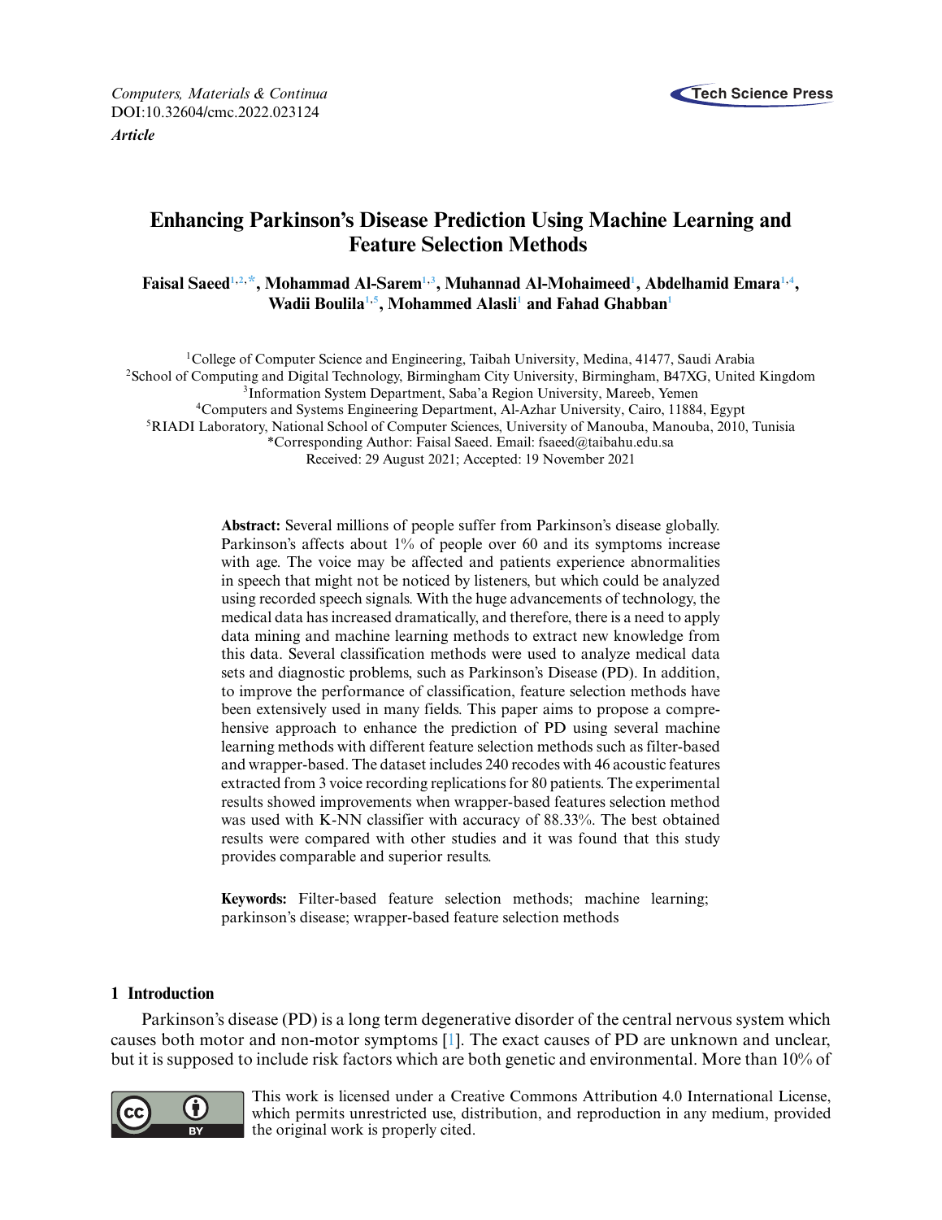Computers, Materials & Continua
DOI:10.32604/cmc.2022.023124
*Article*

# Enhancing Parkinson's Disease Prediction Using Machine Learning and Feature Selection Methods

**Faisal Saeed[1,2,*], Mohammad Al-Sarem[1,3], Muhannad Al-Mohaimeed[1], Abdelhamid Emara[1,4], Wadii Boulila[1,5], Mohammed Alasli[1] and Fahad Ghabban[1]**

[1]College of Computer Science and Engineering, Taibah University, Medina, 41477, Saudi Arabia
[2]School of Computing and Digital Technology, Birmingham City University, Birmingham, B47XG, United Kingdom
[3]Information System Department, Saba'a Region University, Mareeb, Yemen
[4]Computers and Systems Engineering Department, Al-Azhar University, Cairo, 11884, Egypt
[5]RIADI Laboratory, National School of Computer Sciences, University of Manouba, Manouba, 2010, Tunisia
*Corresponding Author: Faisal Saeed. Email: fsaeed@taibahu.edu.sa
Received: 29 August 2021; Accepted: 19 November 2021

**Abstract:** Several millions of people suffer from Parkinson's disease globally. Parkinson's affects about 1% of people over 60 and its symptoms increase with age. The voice may be affected and patients experience abnormalities in speech that might not be noticed by listeners, but which could be analyzed using recorded speech signals. With the huge advancements of technology, the medical data has increased dramatically, and therefore, there is a need to apply data mining and machine learning methods to extract new knowledge from this data. Several classification methods were used to analyze medical data sets and diagnostic problems, such as Parkinson's Disease (PD). In addition, to improve the performance of classification, feature selection methods have been extensively used in many fields. This paper aims to propose a comprehensive approach to enhance the prediction of PD using several machine learning methods with different feature selection methods such as filter-based and wrapper-based. The dataset includes 240 recodes with 46 acoustic features extracted from 3 voice recording replications for 80 patients. The experimental results showed improvements when wrapper-based features selection method was used with K-NN classifier with accuracy of 88.33%. The best obtained results were compared with other studies and it was found that this study provides comparable and superior results.

**Keywords:** Filter-based feature selection methods; machine learning; parkinson's disease; wrapper-based feature selection methods

## 1 Introduction

Parkinson's disease (PD) is a long term degenerative disorder of the central nervous system which causes both motor and non-motor symptoms [1]. The exact causes of PD are unknown and unclear, but it is supposed to include risk factors which are both genetic and environmental. More than 10% of

This work is licensed under a Creative Commons Attribution 4.0 International License, which permits unrestricted use, distribution, and reproduction in any medium, provided the original work is properly cited.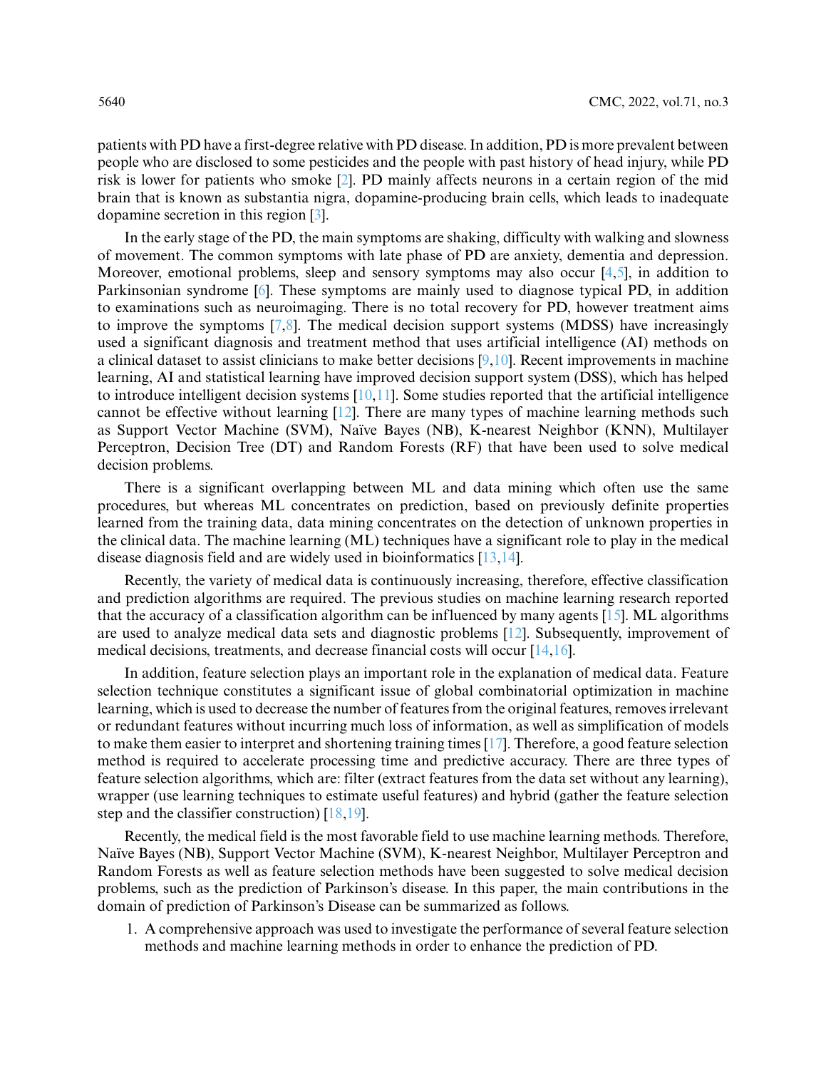patients with PD have a first-degree relative with PD disease. In addition, PD is more prevalent between people who are disclosed to some pesticides and the people with past history of head injury, while PD risk is lower for patients who smoke [2]. PD mainly affects neurons in a certain region of the mid brain that is known as substantia nigra, dopamine-producing brain cells, which leads to inadequate dopamine secretion in this region [3].

In the early stage of the PD, the main symptoms are shaking, difficulty with walking and slowness of movement. The common symptoms with late phase of PD are anxiety, dementia and depression. Moreover, emotional problems, sleep and sensory symptoms may also occur [4,5], in addition to Parkinsonian syndrome [6]. These symptoms are mainly used to diagnose typical PD, in addition to examinations such as neuroimaging. There is no total recovery for PD, however treatment aims to improve the symptoms [7,8]. The medical decision support systems (MDSS) have increasingly used a significant diagnosis and treatment method that uses artificial intelligence (AI) methods on a clinical dataset to assist clinicians to make better decisions [9,10]. Recent improvements in machine learning, AI and statistical learning have improved decision support system (DSS), which has helped to introduce intelligent decision systems [10,11]. Some studies reported that the artificial intelligence cannot be effective without learning [12]. There are many types of machine learning methods such as Support Vector Machine (SVM), Naïve Bayes (NB), K-nearest Neighbor (KNN), Multilayer Perceptron, Decision Tree (DT) and Random Forests (RF) that have been used to solve medical decision problems.

There is a significant overlapping between ML and data mining which often use the same procedures, but whereas ML concentrates on prediction, based on previously definite properties learned from the training data, data mining concentrates on the detection of unknown properties in the clinical data. The machine learning (ML) techniques have a significant role to play in the medical disease diagnosis field and are widely used in bioinformatics [13,14].

Recently, the variety of medical data is continuously increasing, therefore, effective classification and prediction algorithms are required. The previous studies on machine learning research reported that the accuracy of a classification algorithm can be influenced by many agents [15]. ML algorithms are used to analyze medical data sets and diagnostic problems [12]. Subsequently, improvement of medical decisions, treatments, and decrease financial costs will occur [14,16].

In addition, feature selection plays an important role in the explanation of medical data. Feature selection technique constitutes a significant issue of global combinatorial optimization in machine learning, which is used to decrease the number of features from the original features, removes irrelevant or redundant features without incurring much loss of information, as well as simplification of models to make them easier to interpret and shortening training times [17]. Therefore, a good feature selection method is required to accelerate processing time and predictive accuracy. There are three types of feature selection algorithms, which are: filter (extract features from the data set without any learning), wrapper (use learning techniques to estimate useful features) and hybrid (gather the feature selection step and the classifier construction) [18,19].

Recently, the medical field is the most favorable field to use machine learning methods. Therefore, Naïve Bayes (NB), Support Vector Machine (SVM), K-nearest Neighbor, Multilayer Perceptron and Random Forests as well as feature selection methods have been suggested to solve medical decision problems, such as the prediction of Parkinson's disease. In this paper, the main contributions in the domain of prediction of Parkinson's Disease can be summarized as follows.

1. A comprehensive approach was used to investigate the performance of several feature selection methods and machine learning methods in order to enhance the prediction of PD.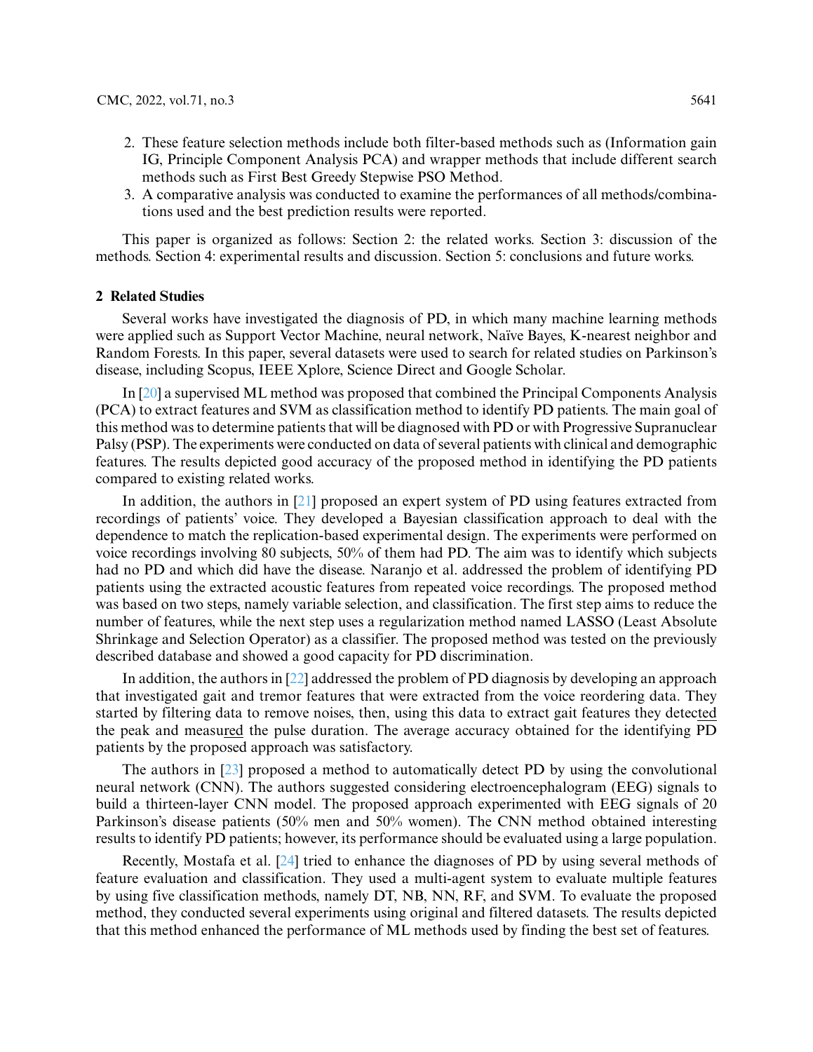2. These feature selection methods include both filter-based methods such as (Information gain IG, Principle Component Analysis PCA) and wrapper methods that include different search methods such as First Best Greedy Stepwise PSO Method.
3. A comparative analysis was conducted to examine the performances of all methods/combinations used and the best prediction results were reported.

This paper is organized as follows: Section 2: the related works. Section 3: discussion of the methods. Section 4: experimental results and discussion. Section 5: conclusions and future works.

## 2 Related Studies

Several works have investigated the diagnosis of PD, in which many machine learning methods were applied such as Support Vector Machine, neural network, Naïve Bayes, K-nearest neighbor and Random Forests. In this paper, several datasets were used to search for related studies on Parkinson's disease, including Scopus, IEEE Xplore, Science Direct and Google Scholar.

In [20] a supervised ML method was proposed that combined the Principal Components Analysis (PCA) to extract features and SVM as classification method to identify PD patients. The main goal of this method was to determine patients that will be diagnosed with PD or with Progressive Supranuclear Palsy (PSP). The experiments were conducted on data of several patients with clinical and demographic features. The results depicted good accuracy of the proposed method in identifying the PD patients compared to existing related works.

In addition, the authors in [21] proposed an expert system of PD using features extracted from recordings of patients' voice. They developed a Bayesian classification approach to deal with the dependence to match the replication-based experimental design. The experiments were performed on voice recordings involving 80 subjects, 50% of them had PD. The aim was to identify which subjects had no PD and which did have the disease. Naranjo et al. addressed the problem of identifying PD patients using the extracted acoustic features from repeated voice recordings. The proposed method was based on two steps, namely variable selection, and classification. The first step aims to reduce the number of features, while the next step uses a regularization method named LASSO (Least Absolute Shrinkage and Selection Operator) as a classifier. The proposed method was tested on the previously described database and showed a good capacity for PD discrimination.

In addition, the authors in [22] addressed the problem of PD diagnosis by developing an approach that investigated gait and tremor features that were extracted from the voice reordering data. They started by filtering data to remove noises, then, using this data to extract gait features they detected the peak and measured the pulse duration. The average accuracy obtained for the identifying PD patients by the proposed approach was satisfactory.

The authors in [23] proposed a method to automatically detect PD by using the convolutional neural network (CNN). The authors suggested considering electroencephalogram (EEG) signals to build a thirteen-layer CNN model. The proposed approach experimented with EEG signals of 20 Parkinson's disease patients (50% men and 50% women). The CNN method obtained interesting results to identify PD patients; however, its performance should be evaluated using a large population.

Recently, Mostafa et al. [24] tried to enhance the diagnoses of PD by using several methods of feature evaluation and classification. They used a multi-agent system to evaluate multiple features by using five classification methods, namely DT, NB, NN, RF, and SVM. To evaluate the proposed method, they conducted several experiments using original and filtered datasets. The results depicted that this method enhanced the performance of ML methods used by finding the best set of features.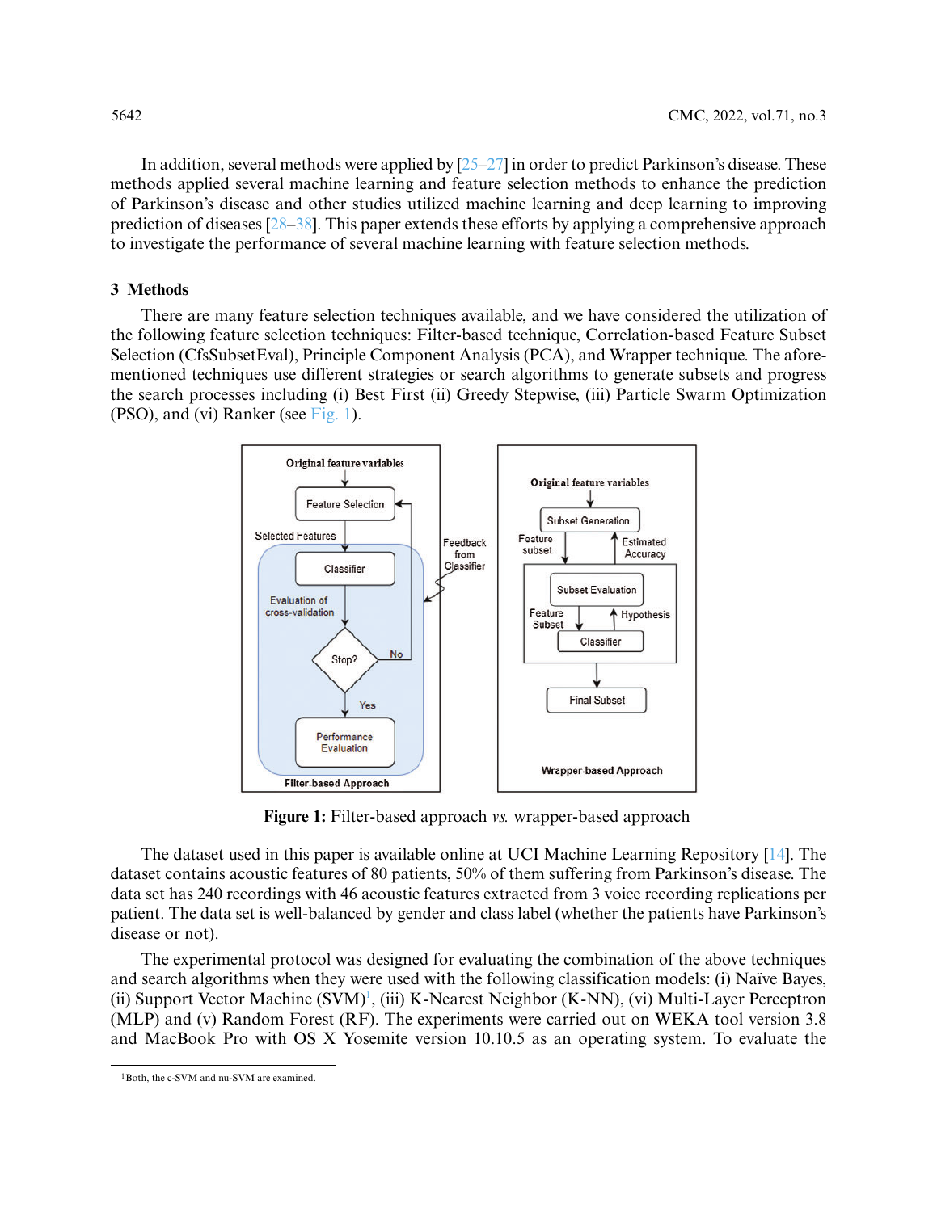In addition, several methods were applied by [25–27] in order to predict Parkinson's disease. These methods applied several machine learning and feature selection methods to enhance the prediction of Parkinson's disease and other studies utilized machine learning and deep learning to improving prediction of diseases [28–38]. This paper extends these efforts by applying a comprehensive approach to investigate the performance of several machine learning with feature selection methods.

## 3 Methods

There are many feature selection techniques available, and we have considered the utilization of the following feature selection techniques: Filter-based technique, Correlation-based Feature Subset Selection (CfsSubsetEval), Principle Component Analysis (PCA), and Wrapper technique. The aforementioned techniques use different strategies or search algorithms to generate subsets and progress the search processes including (i) Best First (ii) Greedy Stepwise, (iii) Particle Swarm Optimization (PSO), and (vi) Ranker (see Fig. 1).

**Figure 1:** Filter-based approach *vs.* wrapper-based approach

The dataset used in this paper is available online at UCI Machine Learning Repository [14]. The dataset contains acoustic features of 80 patients, 50% of them suffering from Parkinson's disease. The data set has 240 recordings with 46 acoustic features extracted from 3 voice recording replications per patient. The data set is well-balanced by gender and class label (whether the patients have Parkinson's disease or not).

The experimental protocol was designed for evaluating the combination of the above techniques and search algorithms when they were used with the following classification models: (i) Naïve Bayes, (ii) Support Vector Machine (SVM)[1], (iii) K-Nearest Neighbor (K-NN), (vi) Multi-Layer Perceptron (MLP) and (v) Random Forest (RF). The experiments were carried out on WEKA tool version 3.8 and MacBook Pro with OS X Yosemite version 10.10.5 as an operating system. To evaluate the

[1] Both, the c-SVM and nu-SVM are examined.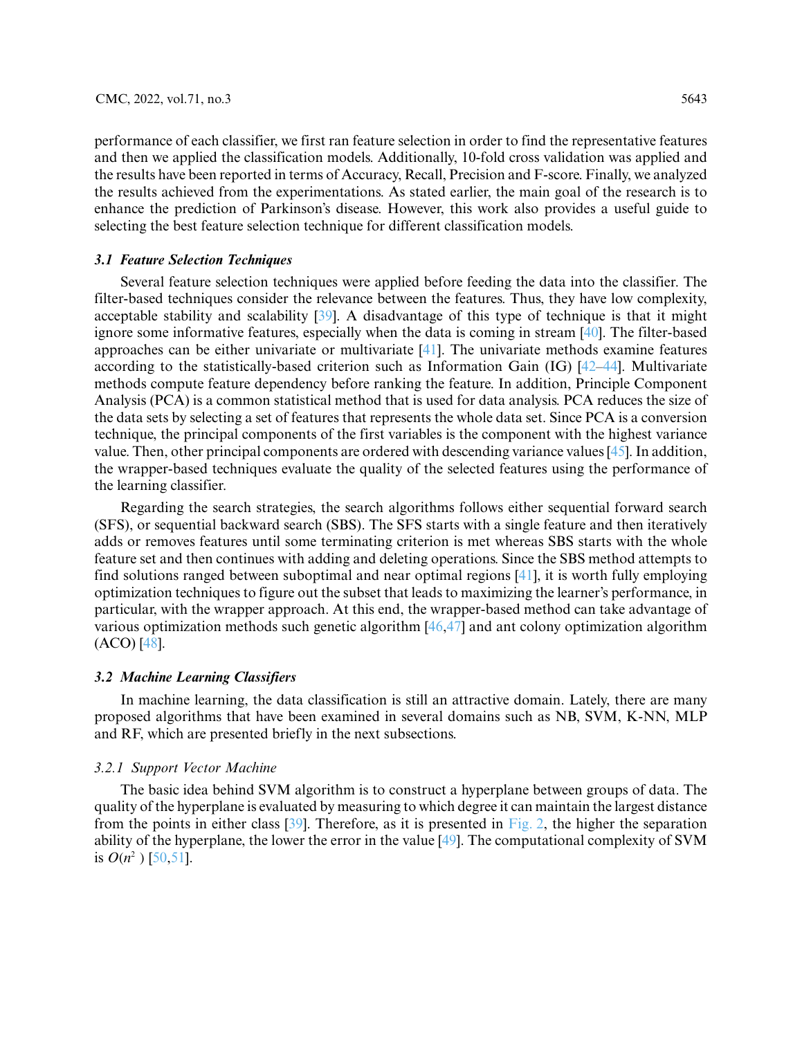performance of each classifier, we first ran feature selection in order to find the representative features and then we applied the classification models. Additionally, 10-fold cross validation was applied and the results have been reported in terms of Accuracy, Recall, Precision and F-score. Finally, we analyzed the results achieved from the experimentations. As stated earlier, the main goal of the research is to enhance the prediction of Parkinson's disease. However, this work also provides a useful guide to selecting the best feature selection technique for different classification models.

### *3.1 Feature Selection Techniques*

Several feature selection techniques were applied before feeding the data into the classifier. The filter-based techniques consider the relevance between the features. Thus, they have low complexity, acceptable stability and scalability [39]. A disadvantage of this type of technique is that it might ignore some informative features, especially when the data is coming in stream [40]. The filter-based approaches can be either univariate or multivariate [41]. The univariate methods examine features according to the statistically-based criterion such as Information Gain (IG) [42–44]. Multivariate methods compute feature dependency before ranking the feature. In addition, Principle Component Analysis (PCA) is a common statistical method that is used for data analysis. PCA reduces the size of the data sets by selecting a set of features that represents the whole data set. Since PCA is a conversion technique, the principal components of the first variables is the component with the highest variance value. Then, other principal components are ordered with descending variance values [45]. In addition, the wrapper-based techniques evaluate the quality of the selected features using the performance of the learning classifier.

Regarding the search strategies, the search algorithms follows either sequential forward search (SFS), or sequential backward search (SBS). The SFS starts with a single feature and then iteratively adds or removes features until some terminating criterion is met whereas SBS starts with the whole feature set and then continues with adding and deleting operations. Since the SBS method attempts to find solutions ranged between suboptimal and near optimal regions [41], it is worth fully employing optimization techniques to figure out the subset that leads to maximizing the learner's performance, in particular, with the wrapper approach. At this end, the wrapper-based method can take advantage of various optimization methods such genetic algorithm [46,47] and ant colony optimization algorithm (ACO) [48].

### *3.2 Machine Learning Classifiers*

In machine learning, the data classification is still an attractive domain. Lately, there are many proposed algorithms that have been examined in several domains such as NB, SVM, K-NN, MLP and RF, which are presented briefly in the next subsections.

#### *3.2.1 Support Vector Machine*

The basic idea behind SVM algorithm is to construct a hyperplane between groups of data. The quality of the hyperplane is evaluated by measuring to which degree it can maintain the largest distance from the points in either class [39]. Therefore, as it is presented in Fig. 2, the higher the separation ability of the hyperplane, the lower the error in the value [49]. The computational complexity of SVM is $O(n^2)$ [50,51].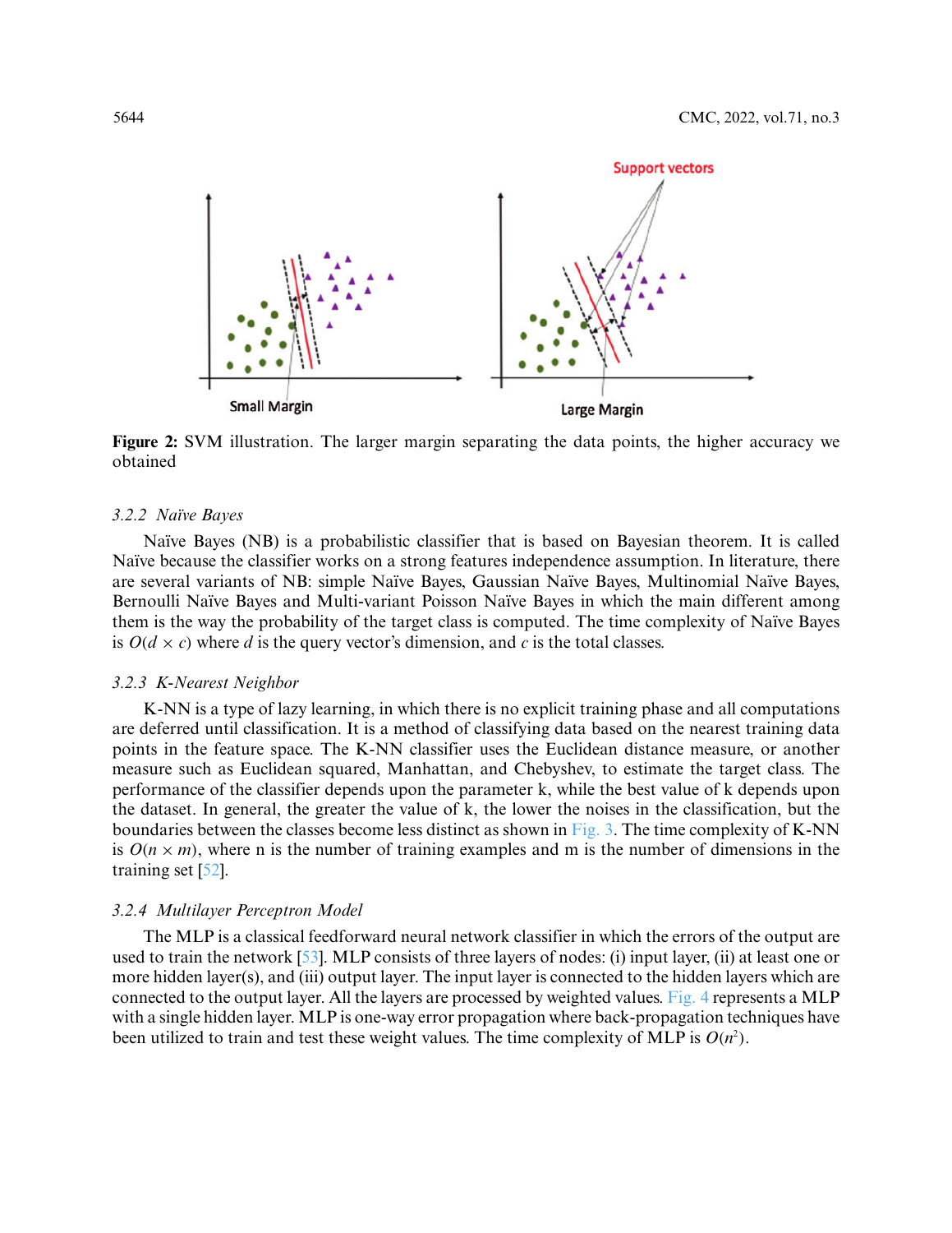Figure 2: SVM illustration. The larger margin separating the data points, the higher accuracy we obtained

### 3.2.2 Naïve Bayes

Naïve Bayes (NB) is a probabilistic classifier that is based on Bayesian theorem. It is called Naïve because the classifier works on a strong features independence assumption. In literature, there are several variants of NB: simple Naïve Bayes, Gaussian Naïve Bayes, Multinomial Naïve Bayes, Bernoulli Naïve Bayes and Multi-variant Poisson Naïve Bayes in which the main different among them is the way the probability of the target class is computed. The time complexity of Naïve Bayes is $O(d \times c)$ where $d$ is the query vector's dimension, and $c$ is the total classes.

### 3.2.3 K-Nearest Neighbor

K-NN is a type of lazy learning, in which there is no explicit training phase and all computations are deferred until classification. It is a method of classifying data based on the nearest training data points in the feature space. The K-NN classifier uses the Euclidean distance measure, or another measure such as Euclidean squared, Manhattan, and Chebyshev, to estimate the target class. The performance of the classifier depends upon the parameter k, while the best value of k depends upon the dataset. In general, the greater the value of k, the lower the noises in the classification, but the boundaries between the classes become less distinct as shown in Fig. 3. The time complexity of K-NN is $O(n \times m)$, where n is the number of training examples and m is the number of dimensions in the training set [52].

### 3.2.4 Multilayer Perceptron Model

The MLP is a classical feedforward neural network classifier in which the errors of the output are used to train the network [53]. MLP consists of three layers of nodes: (i) input layer, (ii) at least one or more hidden layer(s), and (iii) output layer. The input layer is connected to the hidden layers which are connected to the output layer. All the layers are processed by weighted values. Fig. 4 represents a MLP with a single hidden layer. MLP is one-way error propagation where back-propagation techniques have been utilized to train and test these weight values. The time complexity of MLP is $O(n^2)$.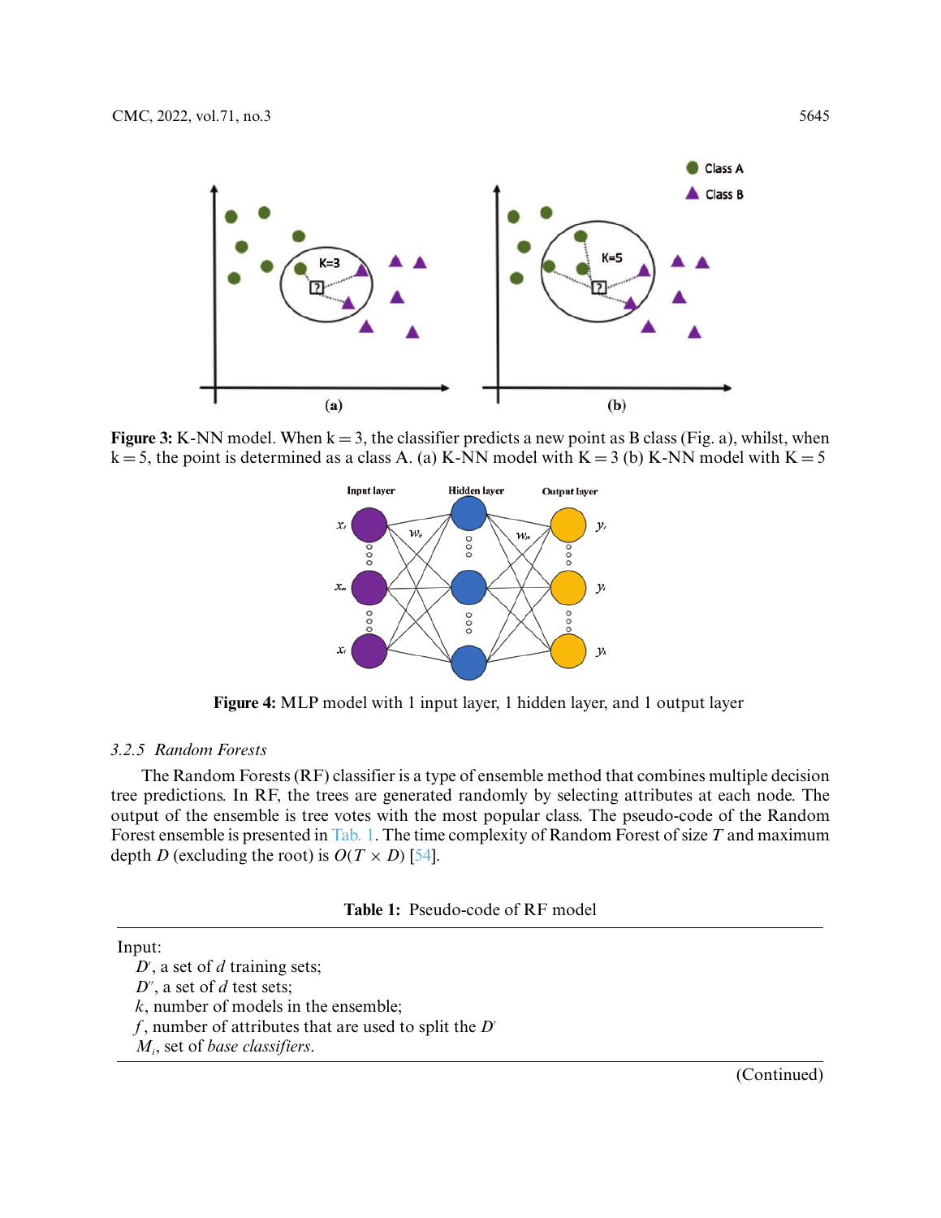Figure 3: K-NN model. When k = 3, the classifier predicts a new point as B class (Fig. a), whilst, when k = 5, the point is determined as a class A. (a) K-NN model with K = 3 (b) K-NN model with K = 5

Figure 4: MLP model with 1 input layer, 1 hidden layer, and 1 output layer

### 3.2.5 Random Forests

The Random Forests (RF) classifier is a type of ensemble method that combines multiple decision tree predictions. In RF, the trees are generated randomly by selecting attributes at each node. The output of the ensemble is tree votes with the most popular class. The pseudo-code of the Random Forest ensemble is presented in Tab. 1. The time complexity of Random Forest of size $T$ and maximum depth $D$ (excluding the root) is $O(T \times D)$ [54].

**Table 1:** Pseudo-code of RF model

Input:
- $D'$, a set of $d$ training sets;
- $D''$, a set of $d$ test sets;
- $k$, number of models in the ensemble;
- $f$, number of attributes that are used to split the $D'$
- $M_i$, set of *base classifiers*.

(Continued)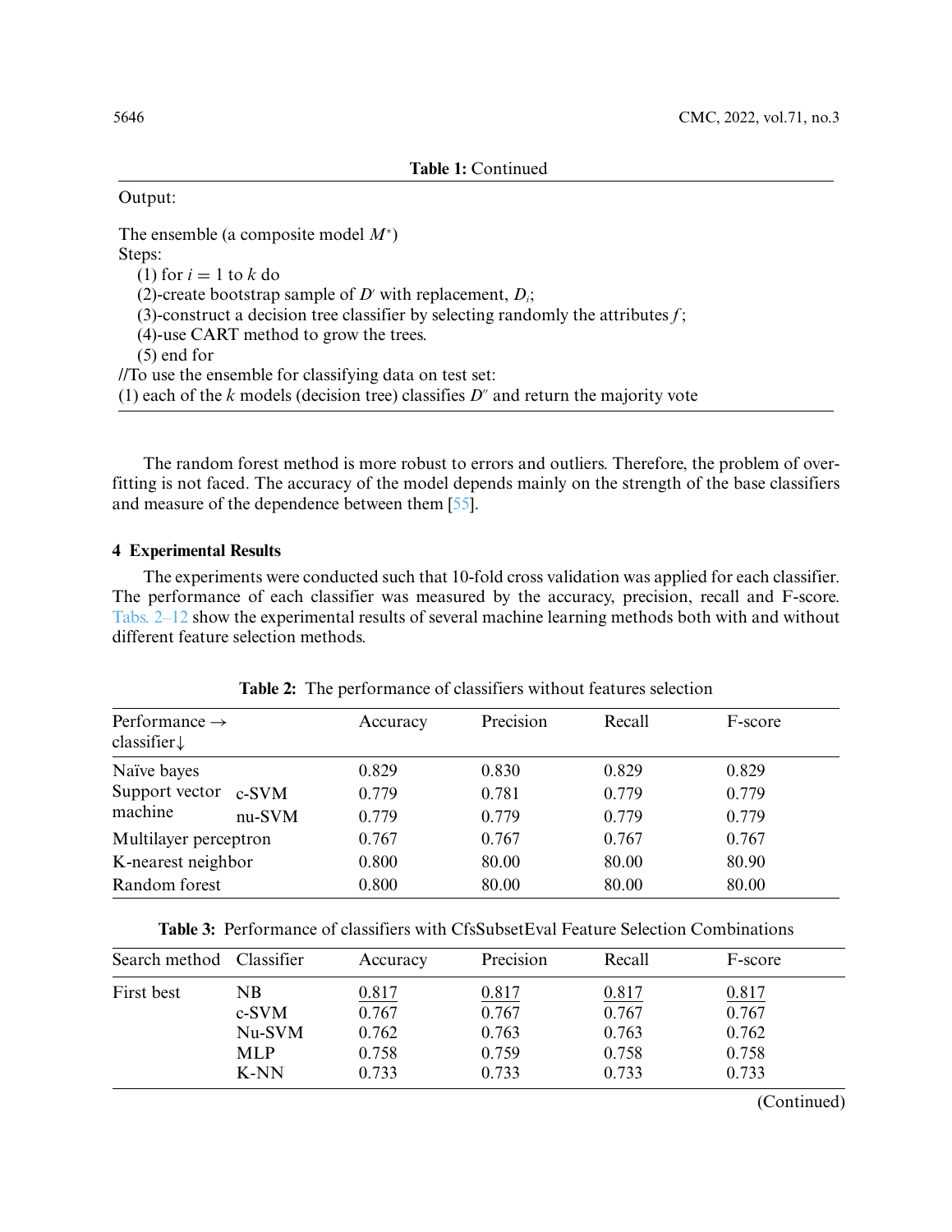**Table 1:** Continued

| |
|---|
| Output: |
| The ensemble (a composite model $M^*$) |
| Steps: |
| (1) for $i = 1$ to $k$ do |
| (2)-create bootstrap sample of $D'$ with replacement, $D_i$; |
| (3)-construct a decision tree classifier by selecting randomly the attributes $f$; |
| (4)-use CART method to grow the trees. |
| (5) end for |
| //To use the ensemble for classifying data on test set: |
| (1) each of the $k$ models (decision tree) classifies $D''$ and return the majority vote |

The random forest method is more robust to errors and outliers. Therefore, the problem of over-fitting is not faced. The accuracy of the model depends mainly on the strength of the base classifiers and measure of the dependence between them [55].

## 4 Experimental Results

The experiments were conducted such that 10-fold cross validation was applied for each classifier. The performance of each classifier was measured by the accuracy, precision, recall and F-score. Tabs. 2–12 show the experimental results of several machine learning methods both with and without different feature selection methods.

**Table 2:** The performance of classifiers without features selection

| Performance → classifier↓ | | Accuracy | Precision | Recall | F-score |
|---|---|---|---|---|---|
| Naïve bayes | | 0.829 | 0.830 | 0.829 | 0.829 |
| Support vector machine | c-SVM | 0.779 | 0.781 | 0.779 | 0.779 |
| | nu-SVM | 0.779 | 0.779 | 0.779 | 0.779 |
| Multilayer perceptron | | 0.767 | 0.767 | 0.767 | 0.767 |
| K-nearest neighbor | | 0.800 | 80.00 | 80.00 | 80.90 |
| Random forest | | 0.800 | 80.00 | 80.00 | 80.00 |

**Table 3:** Performance of classifiers with CfsSubsetEval Feature Selection Combinations

| Search method | Classifier | Accuracy | Precision | Recall | F-score |
|---|---|---|---|---|---|
| First best | NB | <u>0.817</u> | <u>0.817</u> | <u>0.817</u> | <u>0.817</u> |
| | c-SVM | 0.767 | 0.767 | 0.767 | 0.767 |
| | Nu-SVM | 0.762 | 0.763 | 0.763 | 0.762 |
| | MLP | 0.758 | 0.759 | 0.758 | 0.758 |
| | K-NN | 0.733 | 0.733 | 0.733 | 0.733 |

(Continued)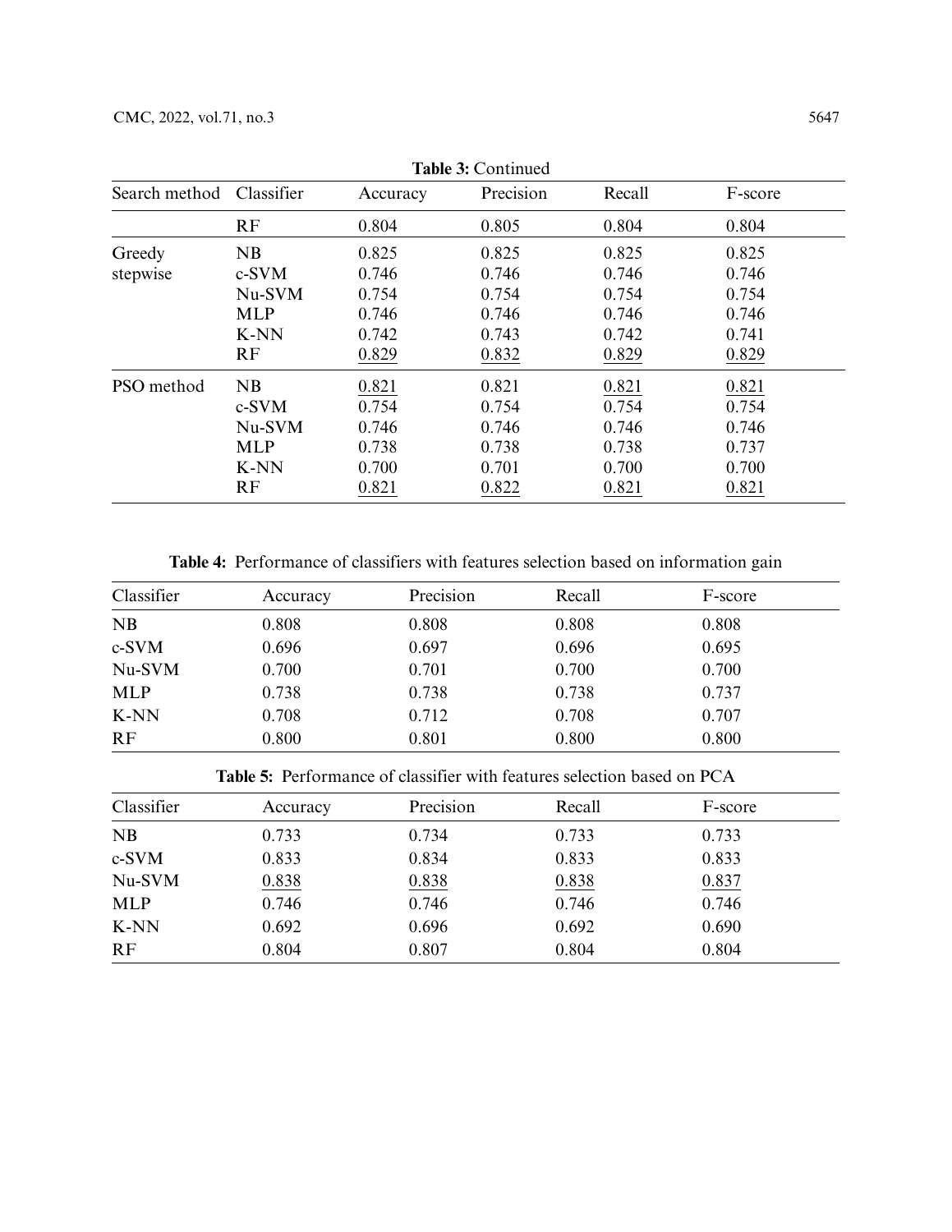**Table 3:** Continued

| Search method | Classifier | Accuracy | Precision | Recall | F-score |
|---|---|---|---|---|---|
| | RF | 0.804 | 0.805 | 0.804 | 0.804 |
| Greedy stepwise | NB | 0.825 | 0.825 | 0.825 | 0.825 |
| | c-SVM | 0.746 | 0.746 | 0.746 | 0.746 |
| | Nu-SVM | 0.754 | 0.754 | 0.754 | 0.754 |
| | MLP | 0.746 | 0.746 | 0.746 | 0.746 |
| | K-NN | 0.742 | 0.743 | 0.742 | 0.741 |
| | RF | 0.829 | 0.832 | 0.829 | 0.829 |
| PSO method | NB | 0.821 | 0.821 | 0.821 | 0.821 |
| | c-SVM | 0.754 | 0.754 | 0.754 | 0.754 |
| | Nu-SVM | 0.746 | 0.746 | 0.746 | 0.746 |
| | MLP | 0.738 | 0.738 | 0.738 | 0.737 |
| | K-NN | 0.700 | 0.701 | 0.700 | 0.700 |
| | RF | 0.821 | 0.822 | 0.821 | 0.821 |

**Table 4:** Performance of classifiers with features selection based on information gain

| Classifier | Accuracy | Precision | Recall | F-score |
|---|---|---|---|---|
| NB | 0.808 | 0.808 | 0.808 | 0.808 |
| c-SVM | 0.696 | 0.697 | 0.696 | 0.695 |
| Nu-SVM | 0.700 | 0.701 | 0.700 | 0.700 |
| MLP | 0.738 | 0.738 | 0.738 | 0.737 |
| K-NN | 0.708 | 0.712 | 0.708 | 0.707 |
| RF | 0.800 | 0.801 | 0.800 | 0.800 |

**Table 5:** Performance of classifier with features selection based on PCA

| Classifier | Accuracy | Precision | Recall | F-score |
|---|---|---|---|---|
| NB | 0.733 | 0.734 | 0.733 | 0.733 |
| c-SVM | 0.833 | 0.834 | 0.833 | 0.833 |
| Nu-SVM | 0.838 | 0.838 | 0.838 | 0.837 |
| MLP | 0.746 | 0.746 | 0.746 | 0.746 |
| K-NN | 0.692 | 0.696 | 0.692 | 0.690 |
| RF | 0.804 | 0.807 | 0.804 | 0.804 |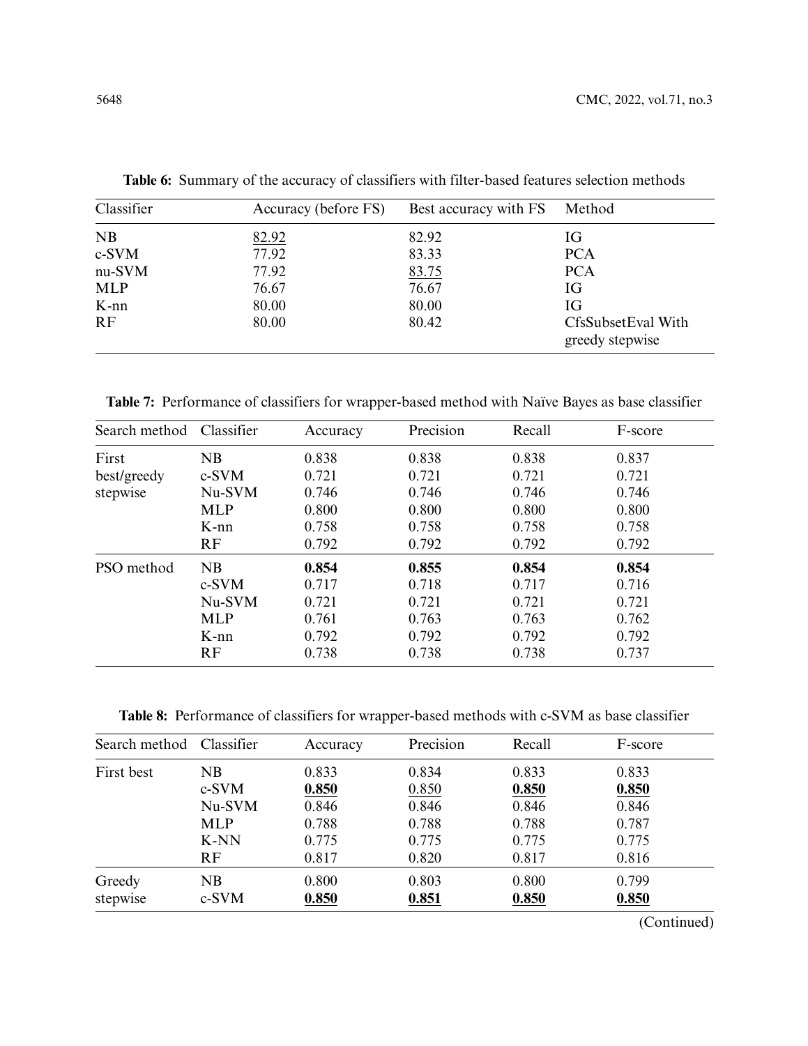**Table 6:** Summary of the accuracy of classifiers with filter-based features selection methods

| Classifier | Accuracy (before FS) | Best accuracy with FS | Method |
|---|---|---|---|
| NB | <u>82.92</u> | 82.92 | IG |
| c-SVM | 77.92 | 83.33 | PCA |
| nu-SVM | 77.92 | <u>83.75</u> | PCA |
| MLP | 76.67 | 76.67 | IG |
| K-nn | 80.00 | 80.00 | IG |
| RF | 80.00 | 80.42 | CfsSubsetEval With greedy stepwise |

**Table 7:** Performance of classifiers for wrapper-based method with Naïve Bayes as base classifier

| Search method | Classifier | Accuracy | Precision | Recall | F-score |
|---|---|---|---|---|---|
| First best/greedy stepwise | NB | 0.838 | 0.838 | 0.838 | 0.837 |
| | c-SVM | 0.721 | 0.721 | 0.721 | 0.721 |
| | Nu-SVM | 0.746 | 0.746 | 0.746 | 0.746 |
| | MLP | 0.800 | 0.800 | 0.800 | 0.800 |
| | K-nn | 0.758 | 0.758 | 0.758 | 0.758 |
| | RF | 0.792 | 0.792 | 0.792 | 0.792 |
| PSO method | NB | **0.854** | **0.855** | **0.854** | **0.854** |
| | c-SVM | 0.717 | 0.718 | 0.717 | 0.716 |
| | Nu-SVM | 0.721 | 0.721 | 0.721 | 0.721 |
| | MLP | 0.761 | 0.763 | 0.763 | 0.762 |
| | K-nn | 0.792 | 0.792 | 0.792 | 0.792 |
| | RF | 0.738 | 0.738 | 0.738 | 0.737 |

**Table 8:** Performance of classifiers for wrapper-based methods with c-SVM as base classifier

| Search method | Classifier | Accuracy | Precision | Recall | F-score |
|---|---|---|---|---|---|
| First best | NB | 0.833 | 0.834 | 0.833 | 0.833 |
| | c-SVM | <u>**0.850**</u> | <u>0.850</u> | <u>**0.850**</u> | <u>**0.850**</u> |
| | Nu-SVM | 0.846 | 0.846 | 0.846 | 0.846 |
| | MLP | 0.788 | 0.788 | 0.788 | 0.787 |
| | K-NN | 0.775 | 0.775 | 0.775 | 0.775 |
| | RF | 0.817 | 0.820 | 0.817 | 0.816 |
| Greedy stepwise | NB | 0.800 | 0.803 | 0.800 | 0.799 |
| | c-SVM | <u>**0.850**</u> | <u>**0.851**</u> | <u>**0.850**</u> | <u>**0.850**</u> |

(Continued)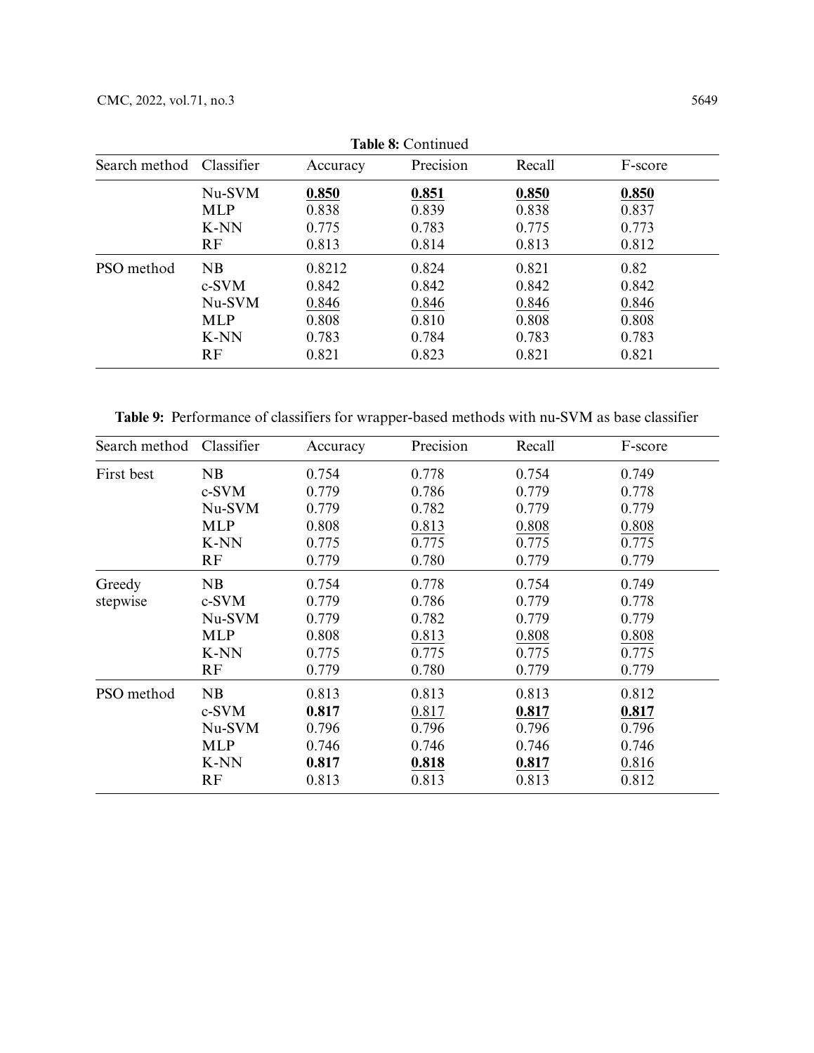**Table 8:** Continued

| Search method | Classifier | Accuracy | Precision | Recall | F-score |
|---|---|---|---|---|---|
| | Nu-SVM | **0.850** | **0.851** | **0.850** | **0.850** |
| | MLP | 0.838 | 0.839 | 0.838 | 0.837 |
| | K-NN | 0.775 | 0.783 | 0.775 | 0.773 |
| | RF | 0.813 | 0.814 | 0.813 | 0.812 |
| PSO method | NB | 0.8212 | 0.824 | 0.821 | 0.82 |
| | c-SVM | 0.842 | 0.842 | 0.842 | 0.842 |
| | Nu-SVM | 0.846 | 0.846 | 0.846 | 0.846 |
| | MLP | 0.808 | 0.810 | 0.808 | 0.808 |
| | K-NN | 0.783 | 0.784 | 0.783 | 0.783 |
| | RF | 0.821 | 0.823 | 0.821 | 0.821 |

**Table 9:** Performance of classifiers for wrapper-based methods with nu-SVM as base classifier

| Search method | Classifier | Accuracy | Precision | Recall | F-score |
|---|---|---|---|---|---|
| First best | NB | 0.754 | 0.778 | 0.754 | 0.749 |
| | c-SVM | 0.779 | 0.786 | 0.779 | 0.778 |
| | Nu-SVM | 0.779 | 0.782 | 0.779 | 0.779 |
| | MLP | 0.808 | 0.813 | 0.808 | 0.808 |
| | K-NN | 0.775 | 0.775 | 0.775 | 0.775 |
| | RF | 0.779 | 0.780 | 0.779 | 0.779 |
| Greedy stepwise | NB | 0.754 | 0.778 | 0.754 | 0.749 |
| | c-SVM | 0.779 | 0.786 | 0.779 | 0.778 |
| | Nu-SVM | 0.779 | 0.782 | 0.779 | 0.779 |
| | MLP | 0.808 | 0.813 | 0.808 | 0.808 |
| | K-NN | 0.775 | 0.775 | 0.775 | 0.775 |
| | RF | 0.779 | 0.780 | 0.779 | 0.779 |
| PSO method | NB | 0.813 | 0.813 | 0.813 | 0.812 |
| | c-SVM | **0.817** | 0.817 | **0.817** | **0.817** |
| | Nu-SVM | 0.796 | 0.796 | 0.796 | 0.796 |
| | MLP | 0.746 | 0.746 | 0.746 | 0.746 |
| | K-NN | **0.817** | **0.818** | **0.817** | 0.816 |
| | RF | 0.813 | 0.813 | 0.813 | 0.812 |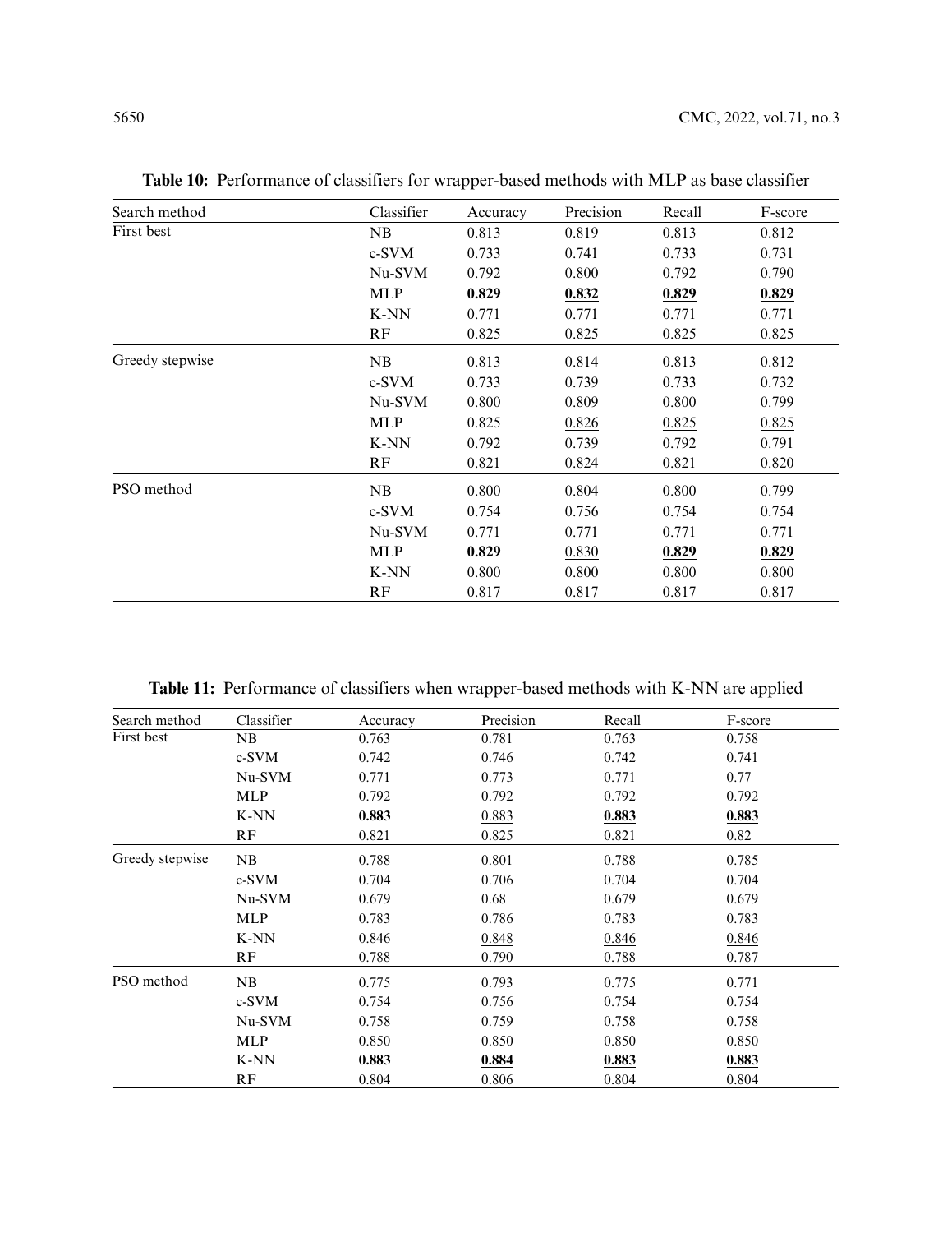**Table 10:** Performance of classifiers for wrapper-based methods with MLP as base classifier

| Search method | Classifier | Accuracy | Precision | Recall | F-score |
|---|---|---|---|---|---|
| First best | NB | 0.813 | 0.819 | 0.813 | 0.812 |
| | c-SVM | 0.733 | 0.741 | 0.733 | 0.731 |
| | Nu-SVM | 0.792 | 0.800 | 0.792 | 0.790 |
| | MLP | **0.829** | **0.832** | **0.829** | **0.829** |
| | K-NN | 0.771 | 0.771 | 0.771 | 0.771 |
| | RF | 0.825 | 0.825 | 0.825 | 0.825 |
| Greedy stepwise | NB | 0.813 | 0.814 | 0.813 | 0.812 |
| | c-SVM | 0.733 | 0.739 | 0.733 | 0.732 |
| | Nu-SVM | 0.800 | 0.809 | 0.800 | 0.799 |
| | MLP | 0.825 | 0.826 | 0.825 | 0.825 |
| | K-NN | 0.792 | 0.739 | 0.792 | 0.791 |
| | RF | 0.821 | 0.824 | 0.821 | 0.820 |
| PSO method | NB | 0.800 | 0.804 | 0.800 | 0.799 |
| | c-SVM | 0.754 | 0.756 | 0.754 | 0.754 |
| | Nu-SVM | 0.771 | 0.771 | 0.771 | 0.771 |
| | MLP | **0.829** | 0.830 | **0.829** | **0.829** |
| | K-NN | 0.800 | 0.800 | 0.800 | 0.800 |
| | RF | 0.817 | 0.817 | 0.817 | 0.817 |

**Table 11:** Performance of classifiers when wrapper-based methods with K-NN are applied

| Search method | Classifier | Accuracy | Precision | Recall | F-score |
|---|---|---|---|---|---|
| First best | NB | 0.763 | 0.781 | 0.763 | 0.758 |
| | c-SVM | 0.742 | 0.746 | 0.742 | 0.741 |
| | Nu-SVM | 0.771 | 0.773 | 0.771 | 0.77 |
| | MLP | 0.792 | 0.792 | 0.792 | 0.792 |
| | K-NN | **0.883** | 0.883 | **0.883** | **0.883** |
| | RF | 0.821 | 0.825 | 0.821 | 0.82 |
| Greedy stepwise | NB | 0.788 | 0.801 | 0.788 | 0.785 |
| | c-SVM | 0.704 | 0.706 | 0.704 | 0.704 |
| | Nu-SVM | 0.679 | 0.68 | 0.679 | 0.679 |
| | MLP | 0.783 | 0.786 | 0.783 | 0.783 |
| | K-NN | 0.846 | 0.848 | 0.846 | 0.846 |
| | RF | 0.788 | 0.790 | 0.788 | 0.787 |
| PSO method | NB | 0.775 | 0.793 | 0.775 | 0.771 |
| | c-SVM | 0.754 | 0.756 | 0.754 | 0.754 |
| | Nu-SVM | 0.758 | 0.759 | 0.758 | 0.758 |
| | MLP | 0.850 | 0.850 | 0.850 | 0.850 |
| | K-NN | **0.883** | **0.884** | **0.883** | **0.883** |
| | RF | 0.804 | 0.806 | 0.804 | 0.804 |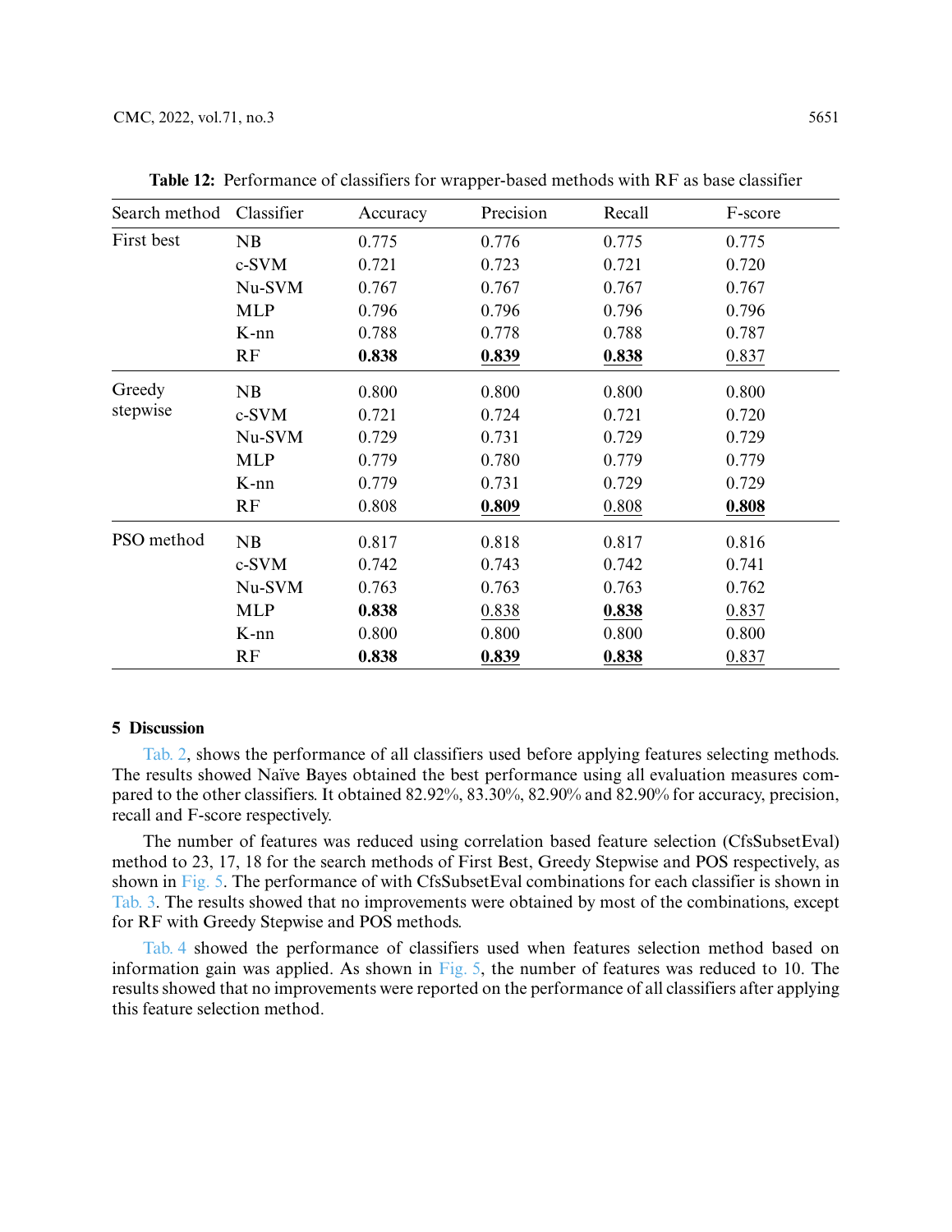**Table 12:** Performance of classifiers for wrapper-based methods with RF as base classifier

| Search method | Classifier | Accuracy | Precision | Recall | F-score |
|---|---|---|---|---|---|
| First best | NB | 0.775 | 0.776 | 0.775 | 0.775 |
| | c-SVM | 0.721 | 0.723 | 0.721 | 0.720 |
| | Nu-SVM | 0.767 | 0.767 | 0.767 | 0.767 |
| | MLP | 0.796 | 0.796 | 0.796 | 0.796 |
| | K-nn | 0.788 | 0.778 | 0.788 | 0.787 |
| | RF | **0.838** | **0.839** | **0.838** | 0.837 |
| Greedy stepwise | NB | 0.800 | 0.800 | 0.800 | 0.800 |
| | c-SVM | 0.721 | 0.724 | 0.721 | 0.720 |
| | Nu-SVM | 0.729 | 0.731 | 0.729 | 0.729 |
| | MLP | 0.779 | 0.780 | 0.779 | 0.779 |
| | K-nn | 0.779 | 0.731 | 0.729 | 0.729 |
| | RF | 0.808 | **0.809** | 0.808 | **0.808** |
| PSO method | NB | 0.817 | 0.818 | 0.817 | 0.816 |
| | c-SVM | 0.742 | 0.743 | 0.742 | 0.741 |
| | Nu-SVM | 0.763 | 0.763 | 0.763 | 0.762 |
| | MLP | **0.838** | 0.838 | **0.838** | 0.837 |
| | K-nn | 0.800 | 0.800 | 0.800 | 0.800 |
| | RF | **0.838** | **0.839** | **0.838** | 0.837 |

## 5 Discussion

Tab. 2, shows the performance of all classifiers used before applying features selecting methods. The results showed Naïve Bayes obtained the best performance using all evaluation measures compared to the other classifiers. It obtained 82.92%, 83.30%, 82.90% and 82.90% for accuracy, precision, recall and F-score respectively.

The number of features was reduced using correlation based feature selection (CfsSubsetEval) method to 23, 17, 18 for the search methods of First Best, Greedy Stepwise and POS respectively, as shown in Fig. 5. The performance of with CfsSubsetEval combinations for each classifier is shown in Tab. 3. The results showed that no improvements were obtained by most of the combinations, except for RF with Greedy Stepwise and POS methods.

Tab. 4 showed the performance of classifiers used when features selection method based on information gain was applied. As shown in Fig. 5, the number of features was reduced to 10. The results showed that no improvements were reported on the performance of all classifiers after applying this feature selection method.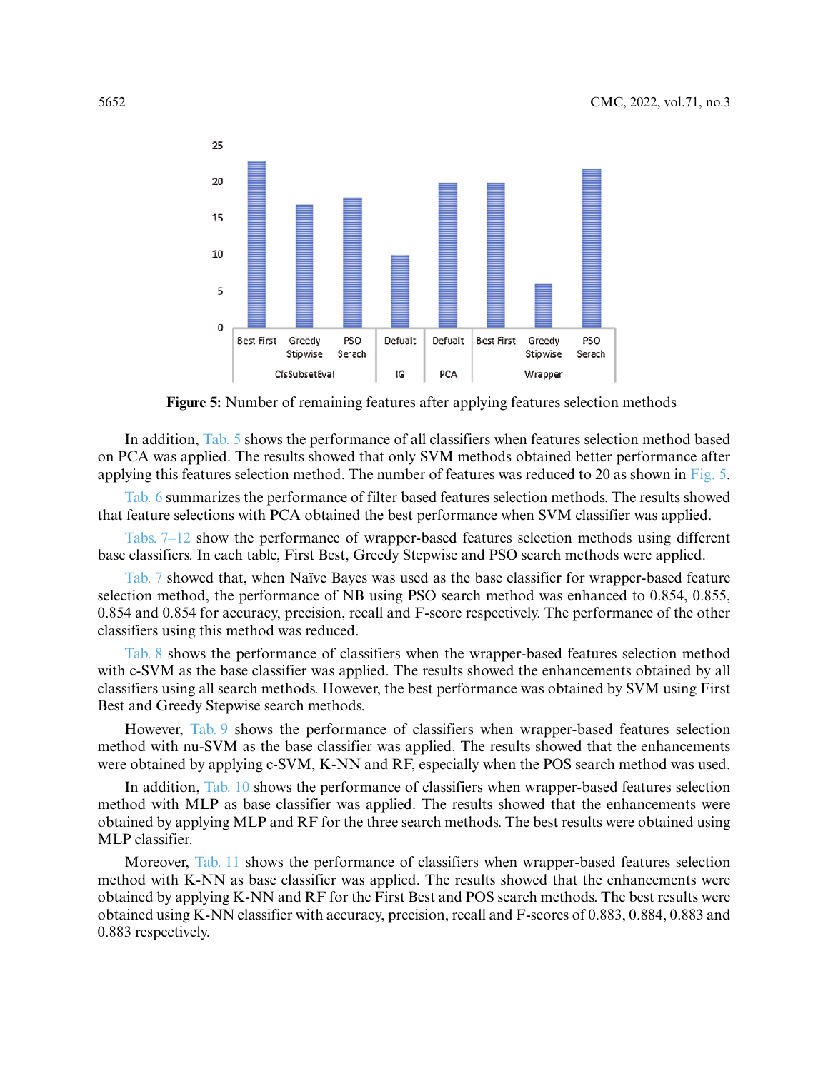**Figure 5:** Number of remaining features after applying features selection methods

In addition, Tab. 5 shows the performance of all classifiers when features selection method based on PCA was applied. The results showed that only SVM methods obtained better performance after applying this features selection method. The number of features was reduced to 20 as shown in Fig. 5.

Tab. 6 summarizes the performance of filter based features selection methods. The results showed that feature selections with PCA obtained the best performance when SVM classifier was applied.

Tabs. 7–12 show the performance of wrapper-based features selection methods using different base classifiers. In each table, First Best, Greedy Stepwise and PSO search methods were applied.

Tab. 7 showed that, when Naïve Bayes was used as the base classifier for wrapper-based feature selection method, the performance of NB using PSO search method was enhanced to 0.854, 0.855, 0.854 and 0.854 for accuracy, precision, recall and F-score respectively. The performance of the other classifiers using this method was reduced.

Tab. 8 shows the performance of classifiers when the wrapper-based features selection method with c-SVM as the base classifier was applied. The results showed the enhancements obtained by all classifiers using all search methods. However, the best performance was obtained by SVM using First Best and Greedy Stepwise search methods.

However, Tab. 9 shows the performance of classifiers when wrapper-based features selection method with nu-SVM as the base classifier was applied. The results showed that the enhancements were obtained by applying c-SVM, K-NN and RF, especially when the POS search method was used.

In addition, Tab. 10 shows the performance of classifiers when wrapper-based features selection method with MLP as base classifier was applied. The results showed that the enhancements were obtained by applying MLP and RF for the three search methods. The best results were obtained using MLP classifier.

Moreover, Tab. 11 shows the performance of classifiers when wrapper-based features selection method with K-NN as base classifier was applied. The results showed that the enhancements were obtained by applying K-NN and RF for the First Best and POS search methods. The best results were obtained using K-NN classifier with accuracy, precision, recall and F-scores of 0.883, 0.884, 0.883 and 0.883 respectively.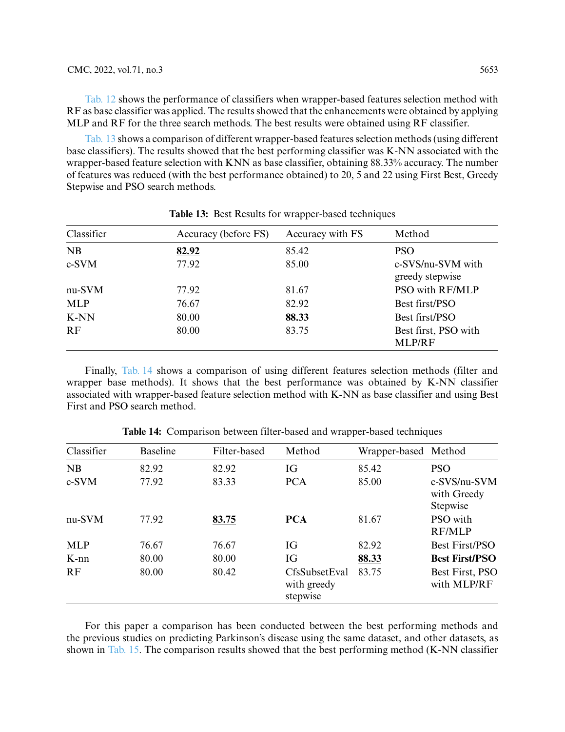Tab. 12 shows the performance of classifiers when wrapper-based features selection method with RF as base classifier was applied. The results showed that the enhancements were obtained by applying MLP and RF for the three search methods. The best results were obtained using RF classifier.

Tab. 13 shows a comparison of different wrapper-based features selection methods (using different base classifiers). The results showed that the best performing classifier was K-NN associated with the wrapper-based feature selection with KNN as base classifier, obtaining 88.33% accuracy. The number of features was reduced (with the best performance obtained) to 20, 5 and 22 using First Best, Greedy Stepwise and PSO search methods.

**Table 13:** Best Results for wrapper-based techniques

| Classifier | Accuracy (before FS) | Accuracy with FS | Method |
|---|---|---|---|
| NB | **82.92** | 85.42 | PSO |
| c-SVM | 77.92 | 85.00 | c-SVS/nu-SVM with greedy stepwise |
| nu-SVM | 77.92 | 81.67 | PSO with RF/MLP |
| MLP | 76.67 | 82.92 | Best first/PSO |
| K-NN | 80.00 | **88.33** | Best first/PSO |
| RF | 80.00 | 83.75 | Best first, PSO with MLP/RF |

Finally, Tab. 14 shows a comparison of using different features selection methods (filter and wrapper base methods). It shows that the best performance was obtained by K-NN classifier associated with wrapper-based feature selection method with K-NN as base classifier and using Best First and PSO search method.

**Table 14:** Comparison between filter-based and wrapper-based techniques

| Classifier | Baseline | Filter-based | Method | Wrapper-based | Method |
|---|---|---|---|---|---|
| NB | 82.92 | 82.92 | IG | 85.42 | PSO |
| c-SVM | 77.92 | 83.33 | PCA | 85.00 | c-SVS/nu-SVM with Greedy Stepwise |
| nu-SVM | 77.92 | **83.75** | **PCA** | 81.67 | PSO with RF/MLP |
| MLP | 76.67 | 76.67 | IG | 82.92 | Best First/PSO |
| K-nn | 80.00 | 80.00 | IG | **88.33** | **Best First/PSO** |
| RF | 80.00 | 80.42 | CfsSubsetEval with greedy stepwise | 83.75 | Best First, PSO with MLP/RF |

For this paper a comparison has been conducted between the best performing methods and the previous studies on predicting Parkinson's disease using the same dataset, and other datasets, as shown in Tab. 15. The comparison results showed that the best performing method (K-NN classifier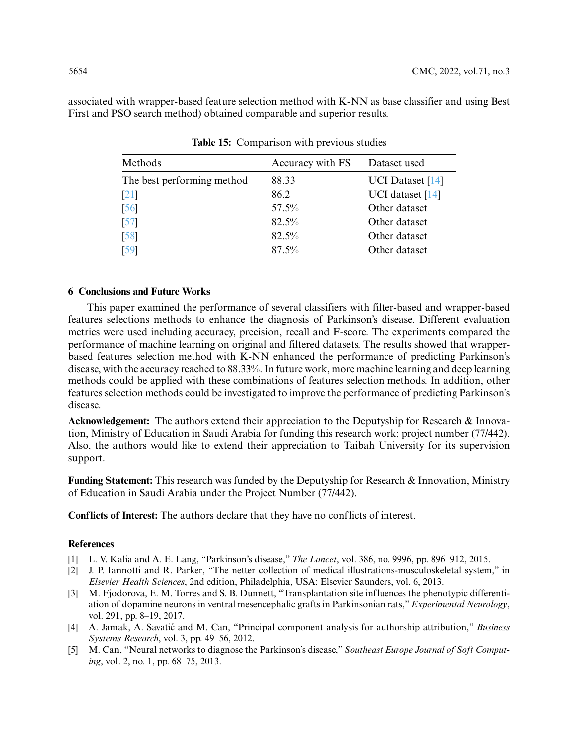associated with wrapper-based feature selection method with K-NN as base classifier and using Best First and PSO search method) obtained comparable and superior results.

**Table 15:** Comparison with previous studies

| Methods | Accuracy with FS | Dataset used |
|---|---|---|
| The best performing method | 88.33 | UCI Dataset [14] |
| [21] | 86.2 | UCI dataset [14] |
| [56] | 57.5% | Other dataset |
| [57] | 82.5% | Other dataset |
| [58] | 82.5% | Other dataset |
| [59] | 87.5% | Other dataset |

## 6 Conclusions and Future Works

This paper examined the performance of several classifiers with filter-based and wrapper-based features selections methods to enhance the diagnosis of Parkinson's disease. Different evaluation metrics were used including accuracy, precision, recall and F-score. The experiments compared the performance of machine learning on original and filtered datasets. The results showed that wrapper-based features selection method with K-NN enhanced the performance of predicting Parkinson's disease, with the accuracy reached to 88.33%. In future work, more machine learning and deep learning methods could be applied with these combinations of features selection methods. In addition, other features selection methods could be investigated to improve the performance of predicting Parkinson's disease.

**Acknowledgement:** The authors extend their appreciation to the Deputyship for Research & Innovation, Ministry of Education in Saudi Arabia for funding this research work; project number (77/442). Also, the authors would like to extend their appreciation to Taibah University for its supervision support.

**Funding Statement:** This research was funded by the Deputyship for Research & Innovation, Ministry of Education in Saudi Arabia under the Project Number (77/442).

**Conflicts of Interest:** The authors declare that they have no conflicts of interest.

## References

[1] L. V. Kalia and A. E. Lang, "Parkinson's disease," *The Lancet*, vol. 386, no. 9996, pp. 896–912, 2015.

[2] J. P. Iannotti and R. Parker, "The netter collection of medical illustrations-musculoskeletal system," in *Elsevier Health Sciences*, 2nd edition, Philadelphia, USA: Elsevier Saunders, vol. 6, 2013.

[3] M. Fjodorova, E. M. Torres and S. B. Dunnett, "Transplantation site influences the phenotypic differentiation of dopamine neurons in ventral mesencephalic grafts in Parkinsonian rats," *Experimental Neurology*, vol. 291, pp. 8–19, 2017.

[4] A. Jamak, A. Savatić and M. Can, "Principal component analysis for authorship attribution," *Business Systems Research*, vol. 3, pp. 49–56, 2012.

[5] M. Can, "Neural networks to diagnose the Parkinson's disease," *Southeast Europe Journal of Soft Computing*, vol. 2, no. 1, pp. 68–75, 2013.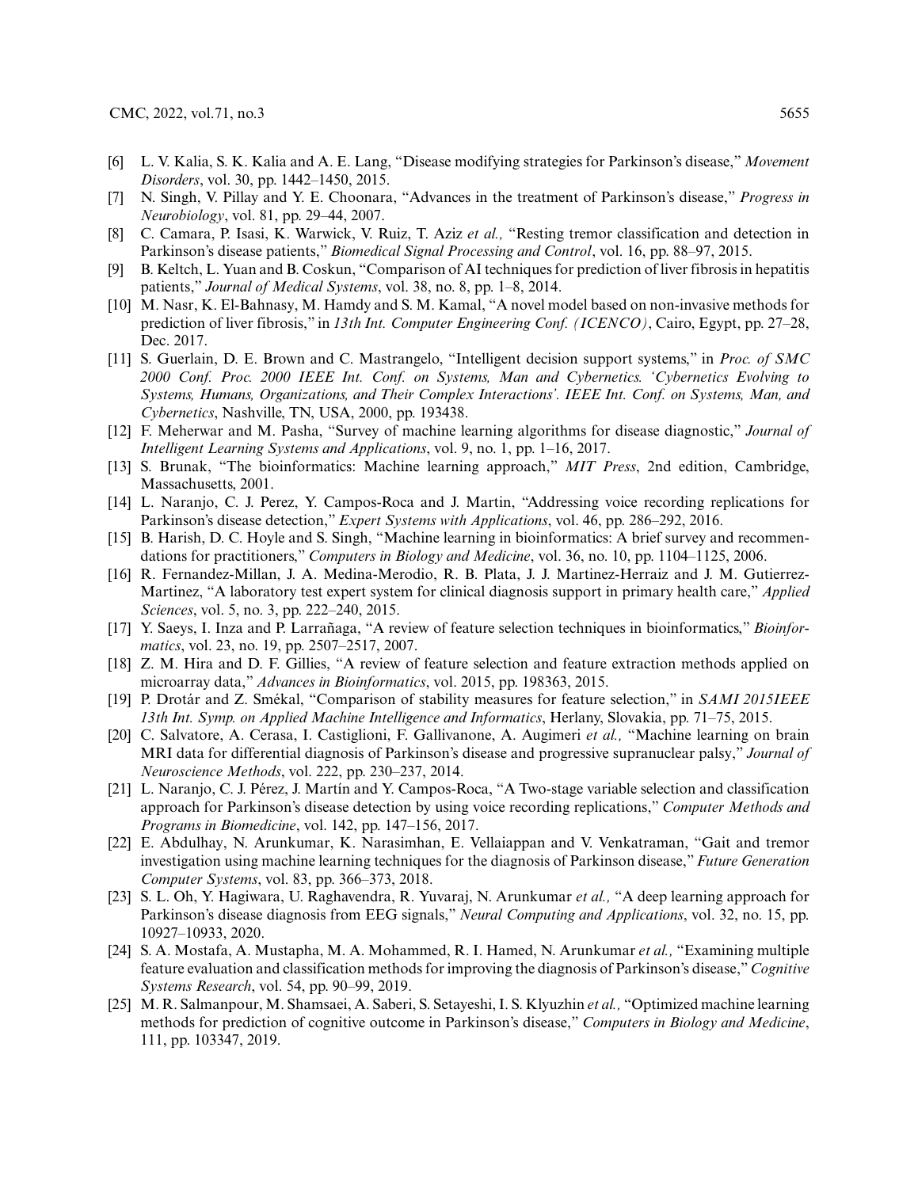[6] L. V. Kalia, S. K. Kalia and A. E. Lang, "Disease modifying strategies for Parkinson's disease," *Movement Disorders*, vol. 30, pp. 1442–1450, 2015.

[7] N. Singh, V. Pillay and Y. E. Choonara, "Advances in the treatment of Parkinson's disease," *Progress in Neurobiology*, vol. 81, pp. 29–44, 2007.

[8] C. Camara, P. Isasi, K. Warwick, V. Ruiz, T. Aziz *et al.,* "Resting tremor classification and detection in Parkinson's disease patients," *Biomedical Signal Processing and Control*, vol. 16, pp. 88–97, 2015.

[9] B. Keltch, L. Yuan and B. Coskun, "Comparison of AI techniques for prediction of liver fibrosis in hepatitis patients," *Journal of Medical Systems*, vol. 38, no. 8, pp. 1–8, 2014.

[10] M. Nasr, K. El-Bahnasy, M. Hamdy and S. M. Kamal, "A novel model based on non-invasive methods for prediction of liver fibrosis," in *13th Int. Computer Engineering Conf. (ICENCO)*, Cairo, Egypt, pp. 27–28, Dec. 2017.

[11] S. Guerlain, D. E. Brown and C. Mastrangelo, "Intelligent decision support systems," in *Proc. of SMC 2000 Conf. Proc. 2000 IEEE Int. Conf. on Systems, Man and Cybernetics. 'Cybernetics Evolving to Systems, Humans, Organizations, and Their Complex Interactions'. IEEE Int. Conf. on Systems, Man, and Cybernetics*, Nashville, TN, USA, 2000, pp. 193438.

[12] F. Meherwar and M. Pasha, "Survey of machine learning algorithms for disease diagnostic," *Journal of Intelligent Learning Systems and Applications*, vol. 9, no. 1, pp. 1–16, 2017.

[13] S. Brunak, "The bioinformatics: Machine learning approach," *MIT Press*, 2nd edition, Cambridge, Massachusetts, 2001.

[14] L. Naranjo, C. J. Perez, Y. Campos-Roca and J. Martin, "Addressing voice recording replications for Parkinson's disease detection," *Expert Systems with Applications*, vol. 46, pp. 286–292, 2016.

[15] B. Harish, D. C. Hoyle and S. Singh, "Machine learning in bioinformatics: A brief survey and recommendations for practitioners," *Computers in Biology and Medicine*, vol. 36, no. 10, pp. 1104–1125, 2006.

[16] R. Fernandez-Millan, J. A. Medina-Merodio, R. B. Plata, J. J. Martinez-Herraiz and J. M. Gutierrez-Martinez, "A laboratory test expert system for clinical diagnosis support in primary health care," *Applied Sciences*, vol. 5, no. 3, pp. 222–240, 2015.

[17] Y. Saeys, I. Inza and P. Larrañaga, "A review of feature selection techniques in bioinformatics," *Bioinformatics*, vol. 23, no. 19, pp. 2507–2517, 2007.

[18] Z. M. Hira and D. F. Gillies, "A review of feature selection and feature extraction methods applied on microarray data," *Advances in Bioinformatics*, vol. 2015, pp. 198363, 2015.

[19] P. Drotár and Z. Smékal, "Comparison of stability measures for feature selection," in *SAMI 2015IEEE 13th Int. Symp. on Applied Machine Intelligence and Informatics*, Herlany, Slovakia, pp. 71–75, 2015.

[20] C. Salvatore, A. Cerasa, I. Castiglioni, F. Gallivanone, A. Augimeri *et al.,* "Machine learning on brain MRI data for differential diagnosis of Parkinson's disease and progressive supranuclear palsy," *Journal of Neuroscience Methods*, vol. 222, pp. 230–237, 2014.

[21] L. Naranjo, C. J. Pérez, J. Martín and Y. Campos-Roca, "A Two-stage variable selection and classification approach for Parkinson's disease detection by using voice recording replications," *Computer Methods and Programs in Biomedicine*, vol. 142, pp. 147–156, 2017.

[22] E. Abdulhay, N. Arunkumar, K. Narasimhan, E. Vellaiappan and V. Venkatraman, "Gait and tremor investigation using machine learning techniques for the diagnosis of Parkinson disease," *Future Generation Computer Systems*, vol. 83, pp. 366–373, 2018.

[23] S. L. Oh, Y. Hagiwara, U. Raghavendra, R. Yuvaraj, N. Arunkumar *et al.,* "A deep learning approach for Parkinson's disease diagnosis from EEG signals," *Neural Computing and Applications*, vol. 32, no. 15, pp. 10927–10933, 2020.

[24] S. A. Mostafa, A. Mustapha, M. A. Mohammed, R. I. Hamed, N. Arunkumar *et al.,* "Examining multiple feature evaluation and classification methods for improving the diagnosis of Parkinson's disease," *Cognitive Systems Research*, vol. 54, pp. 90–99, 2019.

[25] M. R. Salmanpour, M. Shamsaei, A. Saberi, S. Setayeshi, I. S. Klyuzhin *et al.,* "Optimized machine learning methods for prediction of cognitive outcome in Parkinson's disease," *Computers in Biology and Medicine*, 111, pp. 103347, 2019.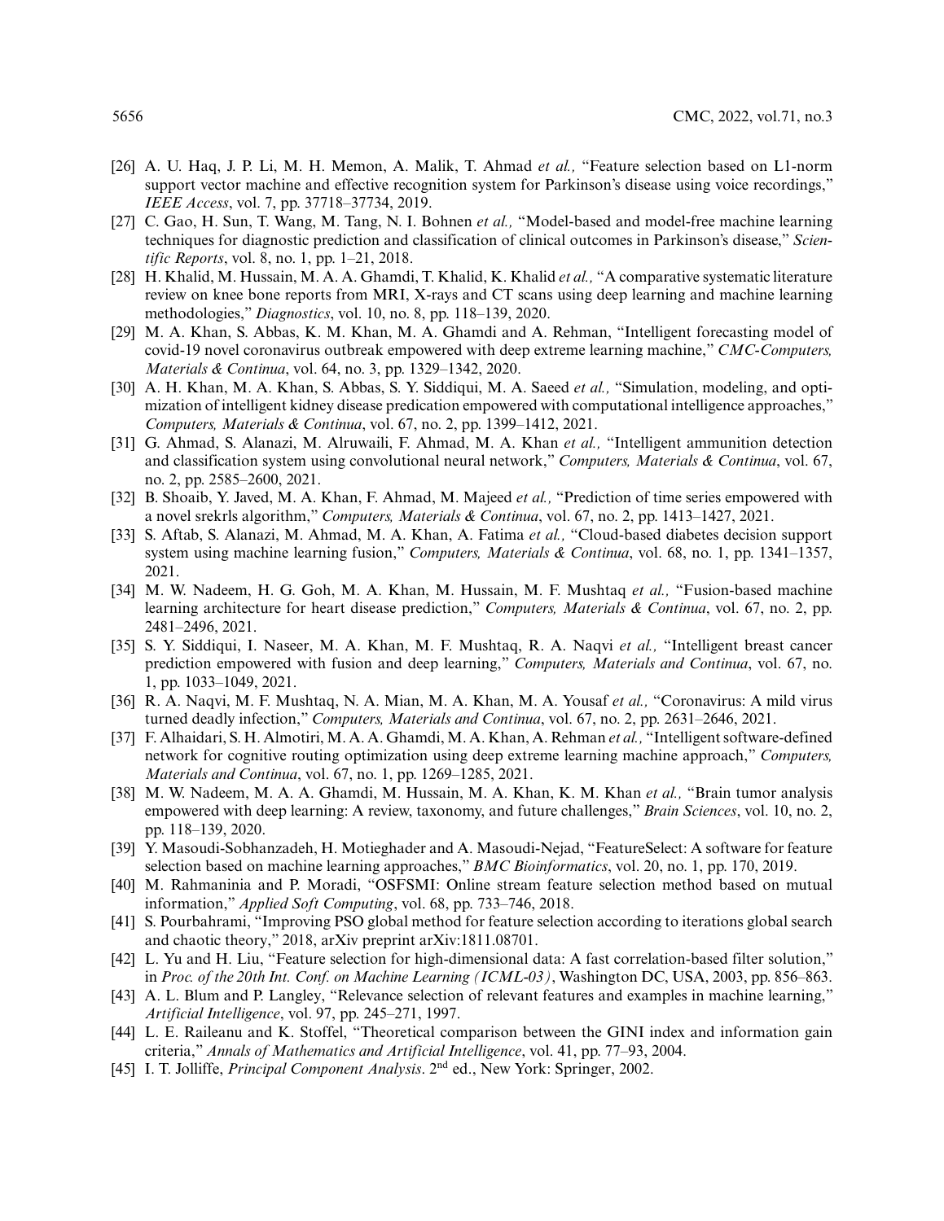[26] A. U. Haq, J. P. Li, M. H. Memon, A. Malik, T. Ahmad *et al.,* "Feature selection based on L1-norm support vector machine and effective recognition system for Parkinson's disease using voice recordings," *IEEE Access*, vol. 7, pp. 37718–37734, 2019.

[27] C. Gao, H. Sun, T. Wang, M. Tang, N. I. Bohnen *et al.,* "Model-based and model-free machine learning techniques for diagnostic prediction and classification of clinical outcomes in Parkinson's disease," *Scientific Reports*, vol. 8, no. 1, pp. 1–21, 2018.

[28] H. Khalid, M. Hussain, M. A. A. Ghamdi, T. Khalid, K. Khalid *et al.,* "A comparative systematic literature review on knee bone reports from MRI, X-rays and CT scans using deep learning and machine learning methodologies," *Diagnostics*, vol. 10, no. 8, pp. 118–139, 2020.

[29] M. A. Khan, S. Abbas, K. M. Khan, M. A. Ghamdi and A. Rehman, "Intelligent forecasting model of covid-19 novel coronavirus outbreak empowered with deep extreme learning machine," *CMC-Computers, Materials & Continua*, vol. 64, no. 3, pp. 1329–1342, 2020.

[30] A. H. Khan, M. A. Khan, S. Abbas, S. Y. Siddiqui, M. A. Saeed *et al.,* "Simulation, modeling, and optimization of intelligent kidney disease predication empowered with computational intelligence approaches," *Computers, Materials & Continua*, vol. 67, no. 2, pp. 1399–1412, 2021.

[31] G. Ahmad, S. Alanazi, M. Alruwaili, F. Ahmad, M. A. Khan *et al.,* "Intelligent ammunition detection and classification system using convolutional neural network," *Computers, Materials & Continua*, vol. 67, no. 2, pp. 2585–2600, 2021.

[32] B. Shoaib, Y. Javed, M. A. Khan, F. Ahmad, M. Majeed *et al.,* "Prediction of time series empowered with a novel srekrls algorithm," *Computers, Materials & Continua*, vol. 67, no. 2, pp. 1413–1427, 2021.

[33] S. Aftab, S. Alanazi, M. Ahmad, M. A. Khan, A. Fatima *et al.,* "Cloud-based diabetes decision support system using machine learning fusion," *Computers, Materials & Continua*, vol. 68, no. 1, pp. 1341–1357, 2021.

[34] M. W. Nadeem, H. G. Goh, M. A. Khan, M. Hussain, M. F. Mushtaq *et al.,* "Fusion-based machine learning architecture for heart disease prediction," *Computers, Materials & Continua*, vol. 67, no. 2, pp. 2481–2496, 2021.

[35] S. Y. Siddiqui, I. Naseer, M. A. Khan, M. F. Mushtaq, R. A. Naqvi *et al.,* "Intelligent breast cancer prediction empowered with fusion and deep learning," *Computers, Materials and Continua*, vol. 67, no. 1, pp. 1033–1049, 2021.

[36] R. A. Naqvi, M. F. Mushtaq, N. A. Mian, M. A. Khan, M. A. Yousaf *et al.,* "Coronavirus: A mild virus turned deadly infection," *Computers, Materials and Continua*, vol. 67, no. 2, pp. 2631–2646, 2021.

[37] F. Alhaidari, S. H. Almotiri, M. A. A. Ghamdi, M. A. Khan, A. Rehman *et al.,* "Intelligent software-defined network for cognitive routing optimization using deep extreme learning machine approach," *Computers, Materials and Continua*, vol. 67, no. 1, pp. 1269–1285, 2021.

[38] M. W. Nadeem, M. A. A. Ghamdi, M. Hussain, M. A. Khan, K. M. Khan *et al.,* "Brain tumor analysis empowered with deep learning: A review, taxonomy, and future challenges," *Brain Sciences*, vol. 10, no. 2, pp. 118–139, 2020.

[39] Y. Masoudi-Sobhanzadeh, H. Motieghader and A. Masoudi-Nejad, "FeatureSelect: A software for feature selection based on machine learning approaches," *BMC Bioinformatics*, vol. 20, no. 1, pp. 170, 2019.

[40] M. Rahmaninia and P. Moradi, "OSFSMI: Online stream feature selection method based on mutual information," *Applied Soft Computing*, vol. 68, pp. 733–746, 2018.

[41] S. Pourbahrami, "Improving PSO global method for feature selection according to iterations global search and chaotic theory," 2018, arXiv preprint arXiv:1811.08701.

[42] L. Yu and H. Liu, "Feature selection for high-dimensional data: A fast correlation-based filter solution," in *Proc. of the 20th Int. Conf. on Machine Learning (ICML-03)*, Washington DC, USA, 2003, pp. 856–863.

[43] A. L. Blum and P. Langley, "Relevance selection of relevant features and examples in machine learning," *Artificial Intelligence*, vol. 97, pp. 245–271, 1997.

[44] L. E. Raileanu and K. Stoffel, "Theoretical comparison between the GINI index and information gain criteria," *Annals of Mathematics and Artificial Intelligence*, vol. 41, pp. 77–93, 2004.

[45] I. T. Jolliffe, *Principal Component Analysis*. 2nd ed., New York: Springer, 2002.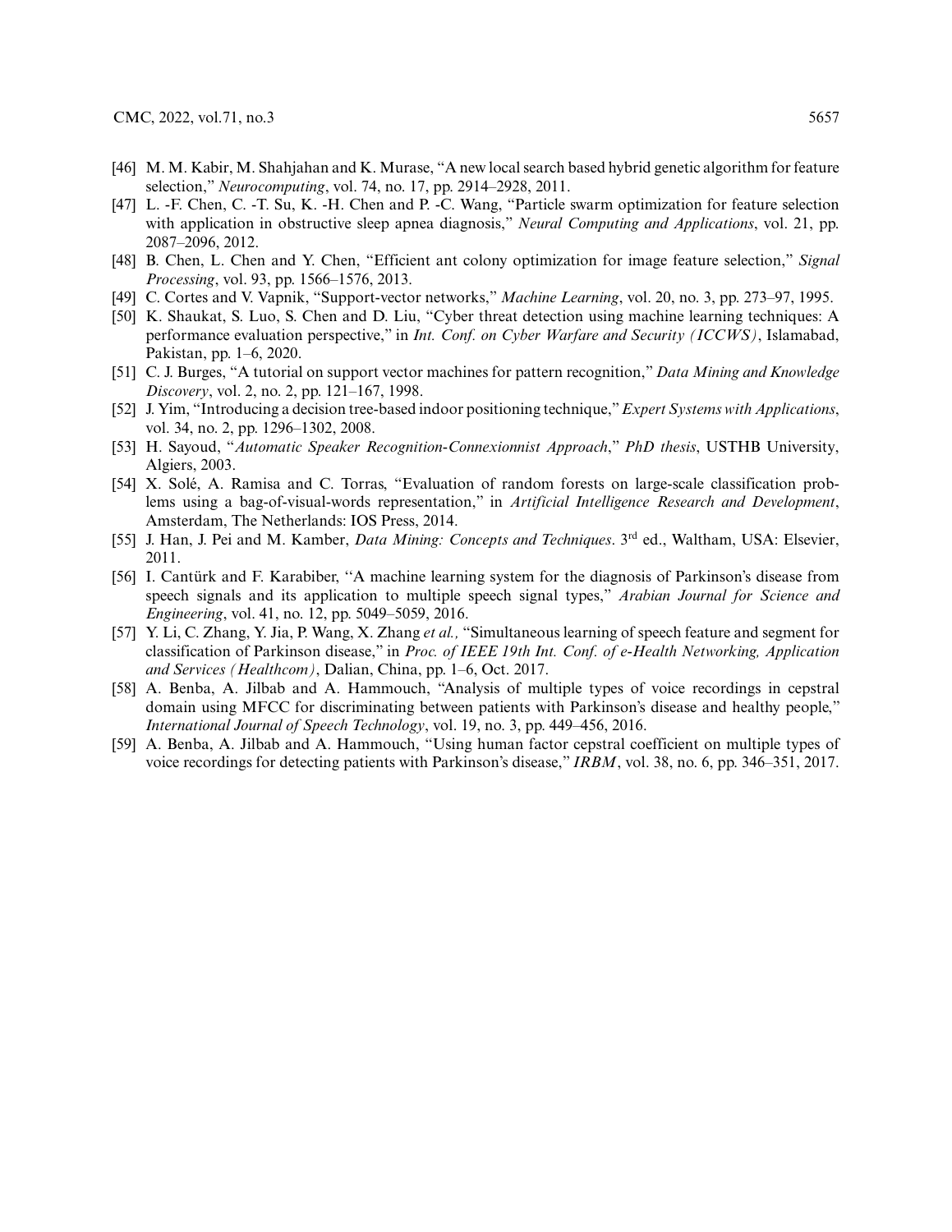[46] M. M. Kabir, M. Shahjahan and K. Murase, "A new local search based hybrid genetic algorithm for feature selection," *Neurocomputing*, vol. 74, no. 17, pp. 2914–2928, 2011.

[47] L. -F. Chen, C. -T. Su, K. -H. Chen and P. -C. Wang, "Particle swarm optimization for feature selection with application in obstructive sleep apnea diagnosis," *Neural Computing and Applications*, vol. 21, pp. 2087–2096, 2012.

[48] B. Chen, L. Chen and Y. Chen, "Efficient ant colony optimization for image feature selection," *Signal Processing*, vol. 93, pp. 1566–1576, 2013.

[49] C. Cortes and V. Vapnik, "Support-vector networks," *Machine Learning*, vol. 20, no. 3, pp. 273–97, 1995.

[50] K. Shaukat, S. Luo, S. Chen and D. Liu, "Cyber threat detection using machine learning techniques: A performance evaluation perspective," in *Int. Conf. on Cyber Warfare and Security (ICCWS)*, Islamabad, Pakistan, pp. 1–6, 2020.

[51] C. J. Burges, "A tutorial on support vector machines for pattern recognition," *Data Mining and Knowledge Discovery*, vol. 2, no. 2, pp. 121–167, 1998.

[52] J. Yim, "Introducing a decision tree-based indoor positioning technique," *Expert Systems with Applications*, vol. 34, no. 2, pp. 1296–1302, 2008.

[53] H. Sayoud, "*Automatic Speaker Recognition-Connexionnist Approach*," *PhD thesis*, USTHB University, Algiers, 2003.

[54] X. Solé, A. Ramisa and C. Torras, "Evaluation of random forests on large-scale classification problems using a bag-of-visual-words representation," in *Artificial Intelligence Research and Development*, Amsterdam, The Netherlands: IOS Press, 2014.

[55] J. Han, J. Pei and M. Kamber, *Data Mining: Concepts and Techniques*. 3rd ed., Waltham, USA: Elsevier, 2011.

[56] I. Cantürk and F. Karabiber, "A machine learning system for the diagnosis of Parkinson's disease from speech signals and its application to multiple speech signal types," *Arabian Journal for Science and Engineering*, vol. 41, no. 12, pp. 5049–5059, 2016.

[57] Y. Li, C. Zhang, Y. Jia, P. Wang, X. Zhang *et al.,* "Simultaneous learning of speech feature and segment for classification of Parkinson disease," in *Proc. of IEEE 19th Int. Conf. of e-Health Networking, Application and Services (Healthcom)*, Dalian, China, pp. 1–6, Oct. 2017.

[58] A. Benba, A. Jilbab and A. Hammouch, "Analysis of multiple types of voice recordings in cepstral domain using MFCC for discriminating between patients with Parkinson's disease and healthy people," *International Journal of Speech Technology*, vol. 19, no. 3, pp. 449–456, 2016.

[59] A. Benba, A. Jilbab and A. Hammouch, "Using human factor cepstral coefficient on multiple types of voice recordings for detecting patients with Parkinson's disease," *IRBM*, vol. 38, no. 6, pp. 346–351, 2017.